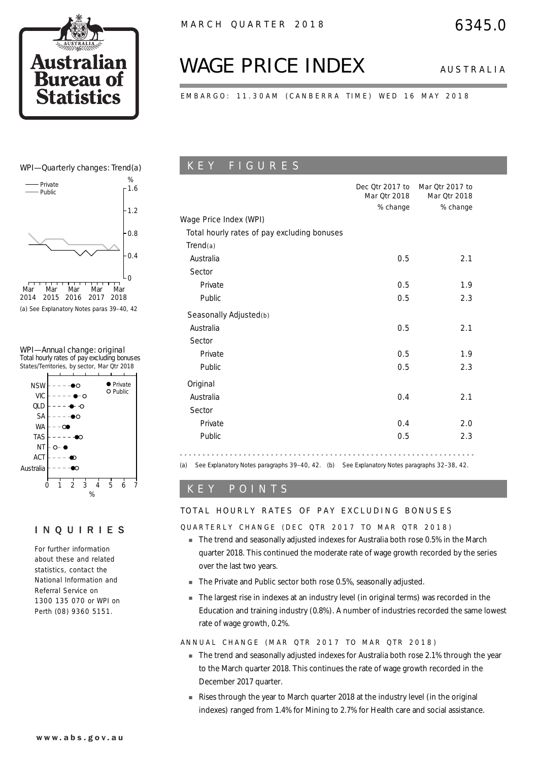# WAGE PRICE INDEX

AUSTRALIA

MARCH QUARTER 2018

6345.0

EMBARGO: 11.30AM (CANBERRA TIME) WED 16 MAY 2018

WPI—Quarterly changes: Trend(a)

(a) See Explanatory Notes paras 39–40, 42

WPI—Annual change: original
Total hourly rates of pay excluding bonuses
States/Territories, by sector, Mar Qtr 2018

## INQUIRIES

For further information about these and related statistics, contact the National Information and Referral Service on 1300 135 070 or WPI on Perth (08) 9360 5151.

## KEY FIGURES

| | Dec Qtr 2017 to Mar Qtr 2018 % change | Mar Qtr 2017 to Mar Qtr 2018 % change |
|---|---|---|
| **Wage Price Index (WPI)** | | |
| Total hourly rates of pay excluding bonuses | | |
| **Trend(a)** | | |
| Australia | 0.5 | 2.1 |
| Sector | | |
| Private | 0.5 | 1.9 |
| Public | 0.5 | 2.3 |
| **Seasonally Adjusted(b)** | | |
| Australia | 0.5 | 2.1 |
| Sector | | |
| Private | 0.5 | 1.9 |
| Public | 0.5 | 2.3 |
| **Original** | | |
| Australia | 0.4 | 2.1 |
| Sector | | |
| Private | 0.4 | 2.0 |
| Public | 0.5 | 2.3 |

(a) See Explanatory Notes paragraphs 39–40, 42. (b) See Explanatory Notes paragraphs 32–38, 42.

## KEY POINTS

### TOTAL HOURLY RATES OF PAY EXCLUDING BONUSES

#### QUARTERLY CHANGE (DEC QTR 2017 TO MAR QTR 2018)

- The trend and seasonally adjusted indexes for Australia both rose 0.5% in the March quarter 2018. This continued the moderate rate of wage growth recorded by the series over the last two years.
- The Private and Public sector both rose 0.5%, seasonally adjusted.
- The largest rise in indexes at an industry level (in original terms) was recorded in the Education and training industry (0.8%). A number of industries recorded the same lowest rate of wage growth, 0.2%.

#### ANNUAL CHANGE (MAR QTR 2017 TO MAR QTR 2018)

- The trend and seasonally adjusted indexes for Australia both rose 2.1% through the year to the March quarter 2018. This continues the rate of wage growth recorded in the December 2017 quarter.
- Rises through the year to March quarter 2018 at the industry level (in the original indexes) ranged from 1.4% for Mining to 2.7% for Health care and social assistance.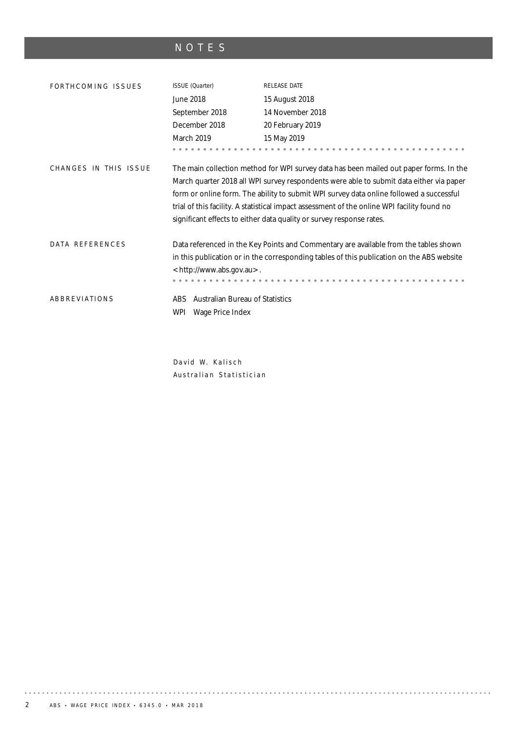# NOTES

## FORTHCOMING ISSUES

| ISSUE (Quarter) | RELEASE DATE |
| --- | --- |
| June 2018 | 15 August 2018 |
| September 2018 | 14 November 2018 |
| December 2018 | 20 February 2019 |
| March 2019 | 15 May 2019 |

## CHANGES IN THIS ISSUE

The main collection method for WPI survey data has been mailed out paper forms. In the March quarter 2018 all WPI survey respondents were able to submit data either via paper form or online form. The ability to submit WPI survey data online followed a successful trial of this facility. A statistical impact assessment of the online WPI facility found no significant effects to either data quality or survey response rates.

## DATA REFERENCES

Data referenced in the Key Points and Commentary are available from the tables shown in this publication or in the corresponding tables of this publication on the ABS website <http://www.abs.gov.au>.

## ABBREVIATIONS

ABS Australian Bureau of Statistics
WPI Wage Price Index

David W. Kalisch
Australian Statistician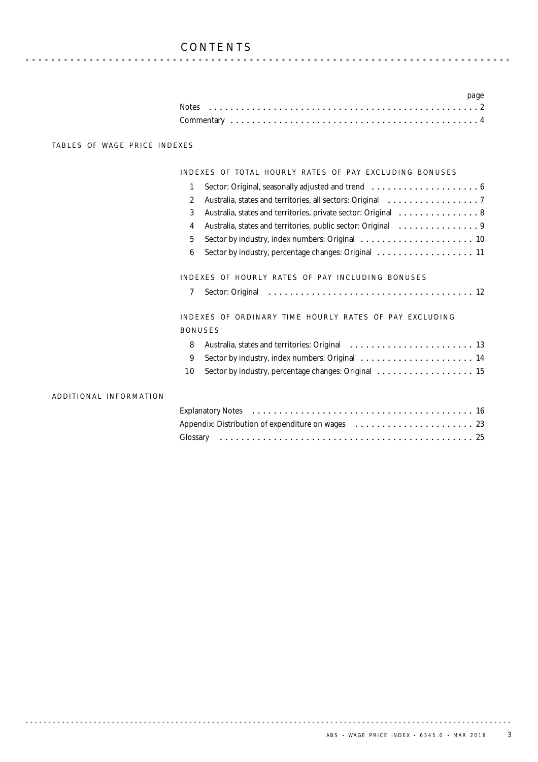# CONTENTS

| | page |
|---|---|
| Notes | 2 |
| Commentary | 4 |

## TABLES OF WAGE PRICE INDEXES

### INDEXES OF TOTAL HOURLY RATES OF PAY EXCLUDING BONUSES

| | | |
|---|---|---|
| 1 | Sector: Original, seasonally adjusted and trend | 6 |
| 2 | Australia, states and territories, all sectors: Original | 7 |
| 3 | Australia, states and territories, private sector: Original | 8 |
| 4 | Australia, states and territories, public sector: Original | 9 |
| 5 | Sector by industry, index numbers: Original | 10 |
| 6 | Sector by industry, percentage changes: Original | 11 |

### INDEXES OF HOURLY RATES OF PAY INCLUDING BONUSES

| | | |
|---|---|---|
| 7 | Sector: Original | 12 |

### INDEXES OF ORDINARY TIME HOURLY RATES OF PAY EXCLUDING BONUSES

| | | |
|---|---|---|
| 8 | Australia, states and territories: Original | 13 |
| 9 | Sector by industry, index numbers: Original | 14 |
| 10 | Sector by industry, percentage changes: Original | 15 |

## ADDITIONAL INFORMATION

| | |
|---|---|
| Explanatory Notes | 16 |
| Appendix: Distribution of expenditure on wages | 23 |
| Glossary | 25 |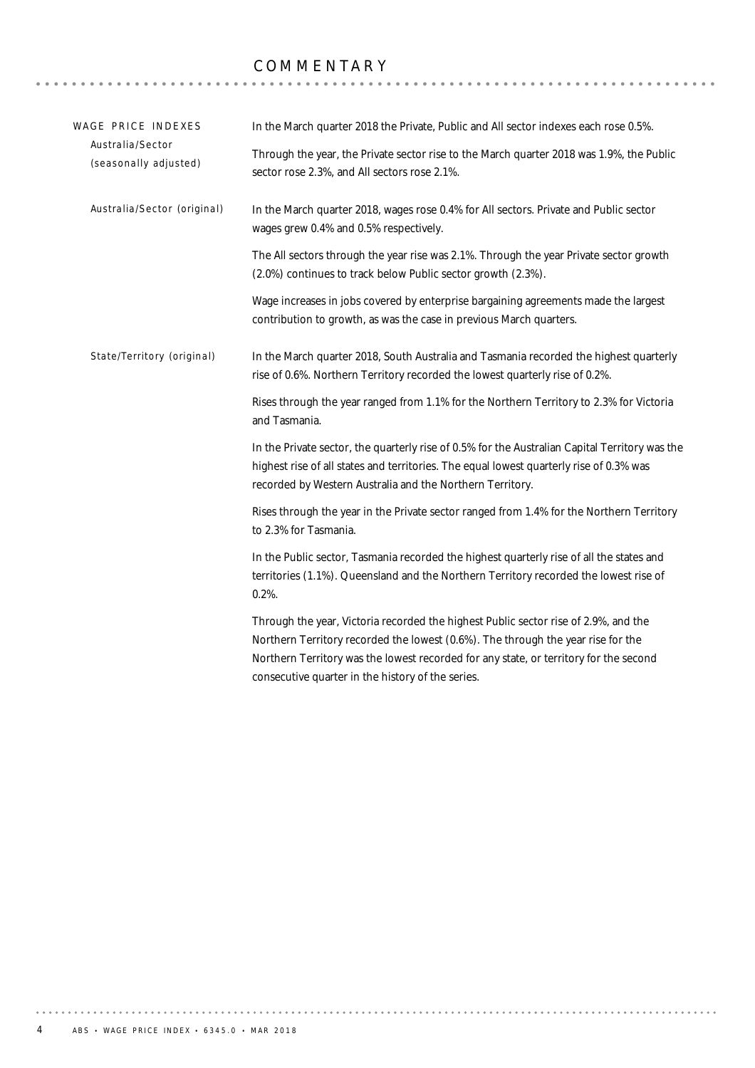# COMMENTARY

## WAGE PRICE INDEXES

### Australia/Sector (seasonally adjusted)

In the March quarter 2018 the Private, Public and All sector indexes each rose 0.5%.

Through the year, the Private sector rise to the March quarter 2018 was 1.9%, the Public sector rose 2.3%, and All sectors rose 2.1%.

### Australia/Sector (original)

In the March quarter 2018, wages rose 0.4% for All sectors. Private and Public sector wages grew 0.4% and 0.5% respectively.

The All sectors through the year rise was 2.1%. Through the year Private sector growth (2.0%) continues to track below Public sector growth (2.3%).

Wage increases in jobs covered by enterprise bargaining agreements made the largest contribution to growth, as was the case in previous March quarters.

### State/Territory (original)

In the March quarter 2018, South Australia and Tasmania recorded the highest quarterly rise of 0.6%. Northern Territory recorded the lowest quarterly rise of 0.2%.

Rises through the year ranged from 1.1% for the Northern Territory to 2.3% for Victoria and Tasmania.

In the Private sector, the quarterly rise of 0.5% for the Australian Capital Territory was the highest rise of all states and territories. The equal lowest quarterly rise of 0.3% was recorded by Western Australia and the Northern Territory.

Rises through the year in the Private sector ranged from 1.4% for the Northern Territory to 2.3% for Tasmania.

In the Public sector, Tasmania recorded the highest quarterly rise of all the states and territories (1.1%). Queensland and the Northern Territory recorded the lowest rise of 0.2%.

Through the year, Victoria recorded the highest Public sector rise of 2.9%, and the Northern Territory recorded the lowest (0.6%). The through the year rise for the Northern Territory was the lowest recorded for any state, or territory for the second consecutive quarter in the history of the series.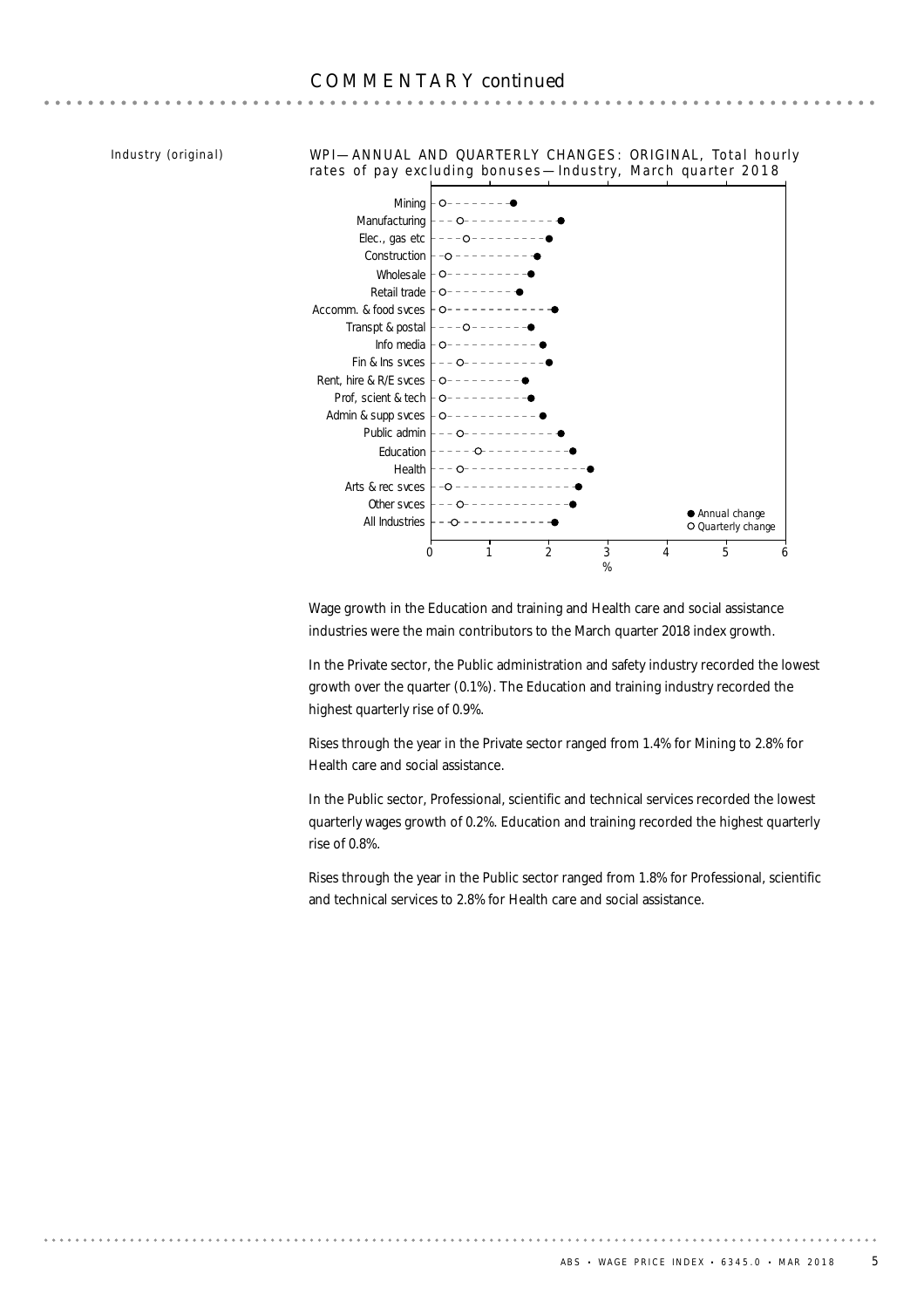## COMMENTARY *continued*

*Industry (original)*

WPI—ANNUAL AND QUARTERLY CHANGES: ORIGINAL, Total hourly rates of pay excluding bonuses—Industry, March quarter 2018

Wage growth in the Education and training and Health care and social assistance industries were the main contributors to the March quarter 2018 index growth.

In the Private sector, the Public administration and safety industry recorded the lowest growth over the quarter (0.1%). The Education and training industry recorded the highest quarterly rise of 0.9%.

Rises through the year in the Private sector ranged from 1.4% for Mining to 2.8% for Health care and social assistance.

In the Public sector, Professional, scientific and technical services recorded the lowest quarterly wages growth of 0.2%. Education and training recorded the highest quarterly rise of 0.8%.

Rises through the year in the Public sector ranged from 1.8% for Professional, scientific and technical services to 2.8% for Health care and social assistance.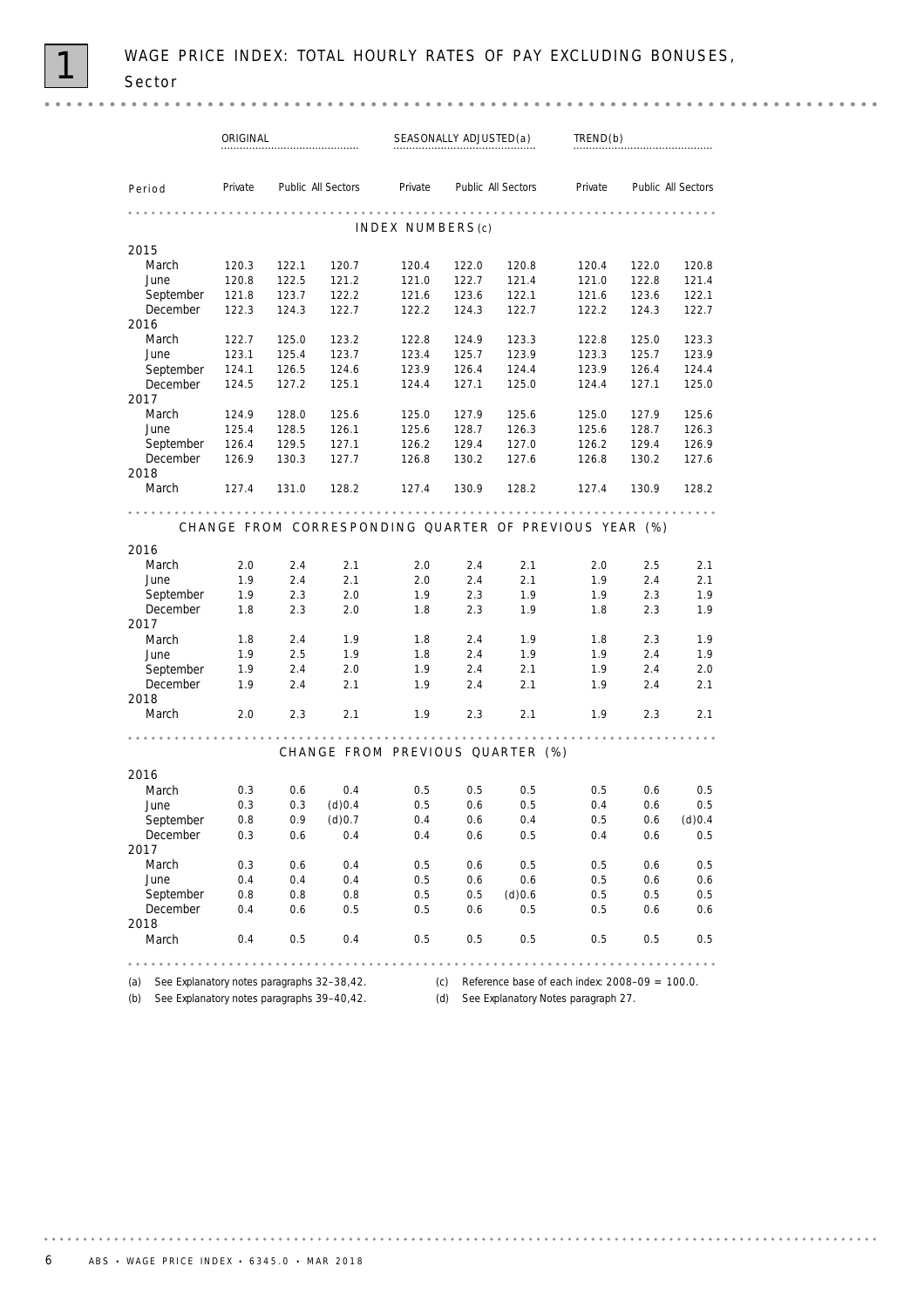# 1 WAGE PRICE INDEX: TOTAL HOURLY RATES OF PAY EXCLUDING BONUSES, Sector

| Period | ORIGINAL | | | SEASONALLY ADJUSTED(a) | | | TREND(b) | | |
|---|---|---|---|---|---|---|---|---|---|
| | Private | Public | All Sectors | Private | Public | All Sectors | Private | Public | All Sectors |
| **INDEX NUMBERS (c)** | | | | | | | | | |
| **2015** | | | | | | | | | |
| March | 120.3 | 122.1 | 120.7 | 120.4 | 122.0 | 120.8 | 120.4 | 122.0 | 120.8 |
| June | 120.8 | 122.5 | 121.2 | 121.0 | 122.7 | 121.4 | 121.0 | 122.8 | 121.4 |
| September | 121.8 | 123.7 | 122.2 | 121.6 | 123.6 | 122.1 | 121.6 | 123.6 | 122.1 |
| December | 122.3 | 124.3 | 122.7 | 122.2 | 124.3 | 122.7 | 122.2 | 124.3 | 122.7 |
| **2016** | | | | | | | | | |
| March | 122.7 | 125.0 | 123.2 | 122.8 | 124.9 | 123.3 | 122.8 | 125.0 | 123.3 |
| June | 123.1 | 125.4 | 123.7 | 123.4 | 125.7 | 123.9 | 123.3 | 125.7 | 123.9 |
| September | 124.1 | 126.5 | 124.6 | 123.9 | 126.4 | 124.4 | 123.9 | 126.4 | 124.4 |
| December | 124.5 | 127.2 | 125.1 | 124.4 | 127.1 | 125.0 | 124.4 | 127.1 | 125.0 |
| **2017** | | | | | | | | | |
| March | 124.9 | 128.0 | 125.6 | 125.0 | 127.9 | 125.6 | 125.0 | 127.9 | 125.6 |
| June | 125.4 | 128.5 | 126.1 | 125.6 | 128.7 | 126.3 | 125.6 | 128.7 | 126.3 |
| September | 126.4 | 129.5 | 127.1 | 126.2 | 129.4 | 127.0 | 126.2 | 129.4 | 126.9 |
| December | 126.9 | 130.3 | 127.7 | 126.8 | 130.2 | 127.6 | 126.8 | 130.2 | 127.6 |
| **2018** | | | | | | | | | |
| March | 127.4 | 131.0 | 128.2 | 127.4 | 130.9 | 128.2 | 127.4 | 130.9 | 128.2 |
| **CHANGE FROM CORRESPONDING QUARTER OF PREVIOUS YEAR (%)** | | | | | | | | | |
| **2016** | | | | | | | | | |
| March | 2.0 | 2.4 | 2.1 | 2.0 | 2.4 | 2.1 | 2.0 | 2.5 | 2.1 |
| June | 1.9 | 2.4 | 2.1 | 2.0 | 2.4 | 2.1 | 1.9 | 2.4 | 2.1 |
| September | 1.9 | 2.3 | 2.0 | 1.9 | 2.3 | 1.9 | 1.9 | 2.3 | 1.9 |
| December | 1.8 | 2.3 | 2.0 | 1.8 | 2.3 | 1.9 | 1.8 | 2.3 | 1.9 |
| **2017** | | | | | | | | | |
| March | 1.8 | 2.4 | 1.9 | 1.8 | 2.4 | 1.9 | 1.8 | 2.3 | 1.9 |
| June | 1.9 | 2.5 | 1.9 | 1.8 | 2.4 | 1.9 | 1.9 | 2.4 | 1.9 |
| September | 1.9 | 2.4 | 2.0 | 1.9 | 2.4 | 2.1 | 1.9 | 2.4 | 2.0 |
| December | 1.9 | 2.4 | 2.1 | 1.9 | 2.4 | 2.1 | 1.9 | 2.4 | 2.1 |
| **2018** | | | | | | | | | |
| March | 2.0 | 2.3 | 2.1 | 1.9 | 2.3 | 2.1 | 1.9 | 2.3 | 2.1 |
| **CHANGE FROM PREVIOUS QUARTER (%)** | | | | | | | | | |
| **2016** | | | | | | | | | |
| March | 0.3 | 0.6 | 0.4 | 0.5 | 0.5 | 0.5 | 0.5 | 0.6 | 0.5 |
| June | 0.3 | 0.3 | (d)0.4 | 0.5 | 0.6 | 0.5 | 0.4 | 0.6 | 0.5 |
| September | 0.8 | 0.9 | (d)0.7 | 0.4 | 0.6 | 0.4 | 0.5 | 0.6 | (d)0.4 |
| December | 0.3 | 0.6 | 0.4 | 0.4 | 0.6 | 0.5 | 0.4 | 0.6 | 0.5 |
| **2017** | | | | | | | | | |
| March | 0.3 | 0.6 | 0.4 | 0.5 | 0.6 | 0.5 | 0.5 | 0.6 | 0.5 |
| June | 0.4 | 0.4 | 0.4 | 0.5 | 0.6 | 0.6 | 0.5 | 0.6 | 0.6 |
| September | 0.8 | 0.8 | 0.8 | 0.5 | 0.5 | (d)0.6 | 0.5 | 0.5 | 0.5 |
| December | 0.4 | 0.6 | 0.5 | 0.5 | 0.6 | 0.5 | 0.5 | 0.6 | 0.6 |
| **2018** | | | | | | | | | |
| March | 0.4 | 0.5 | 0.4 | 0.5 | 0.5 | 0.5 | 0.5 | 0.5 | 0.5 |

(a) See Explanatory notes paragraphs 32–38,42.
(b) See Explanatory notes paragraphs 39–40,42.
(c) Reference base of each index: 2008–09 = 100.0.
(d) See Explanatory Notes paragraph 27.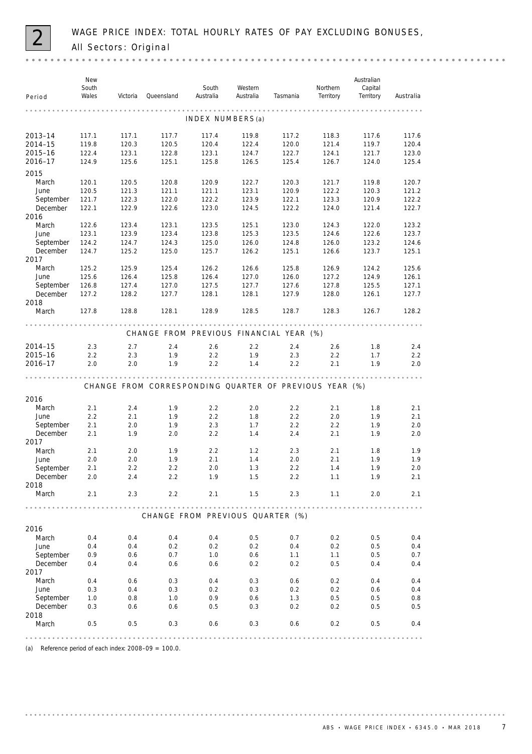# 2 WAGE PRICE INDEX: TOTAL HOURLY RATES OF PAY EXCLUDING BONUSES, All Sectors: Original

| Period | New South Wales | Victoria | Queensland | South Australia | Western Australia | Tasmania | Northern Territory | Australian Capital Territory | Australia |
|---|---|---|---|---|---|---|---|---|---|
| **INDEX NUMBERS (a)** | | | | | | | | | |
| 2013–14 | 117.1 | 117.1 | 117.7 | 117.4 | 119.8 | 117.2 | 118.3 | 117.6 | 117.6 |
| 2014–15 | 119.8 | 120.3 | 120.5 | 120.4 | 122.4 | 120.0 | 121.4 | 119.7 | 120.4 |
| 2015–16 | 122.4 | 123.1 | 122.8 | 123.1 | 124.7 | 122.7 | 124.1 | 121.7 | 123.0 |
| 2016–17 | 124.9 | 125.6 | 125.1 | 125.8 | 126.5 | 125.4 | 126.7 | 124.0 | 125.4 |
| 2015 | | | | | | | | | |
| March | 120.1 | 120.5 | 120.8 | 120.9 | 122.7 | 120.3 | 121.7 | 119.8 | 120.7 |
| June | 120.5 | 121.3 | 121.1 | 121.1 | 123.1 | 120.9 | 122.2 | 120.3 | 121.2 |
| September | 121.7 | 122.3 | 122.0 | 122.2 | 123.9 | 122.1 | 123.3 | 120.9 | 122.2 |
| December | 122.1 | 122.9 | 122.6 | 123.0 | 124.5 | 122.2 | 124.0 | 121.4 | 122.7 |
| 2016 | | | | | | | | | |
| March | 122.6 | 123.4 | 123.1 | 123.5 | 125.1 | 123.0 | 124.3 | 122.0 | 123.2 |
| June | 123.1 | 123.9 | 123.4 | 123.8 | 125.3 | 123.5 | 124.6 | 122.6 | 123.7 |
| September | 124.2 | 124.7 | 124.3 | 125.0 | 126.0 | 124.8 | 126.0 | 123.2 | 124.6 |
| December | 124.7 | 125.2 | 125.0 | 125.7 | 126.2 | 125.1 | 126.6 | 123.7 | 125.1 |
| 2017 | | | | | | | | | |
| March | 125.2 | 125.9 | 125.4 | 126.2 | 126.6 | 125.8 | 126.9 | 124.2 | 125.6 |
| June | 125.6 | 126.4 | 125.8 | 126.4 | 127.0 | 126.0 | 127.2 | 124.9 | 126.1 |
| September | 126.8 | 127.4 | 127.0 | 127.5 | 127.7 | 127.6 | 127.8 | 125.5 | 127.1 |
| December | 127.2 | 128.2 | 127.7 | 128.1 | 128.1 | 127.9 | 128.0 | 126.1 | 127.7 |
| 2018 | | | | | | | | | |
| March | 127.8 | 128.8 | 128.1 | 128.9 | 128.5 | 128.7 | 128.3 | 126.7 | 128.2 |
| **CHANGE FROM PREVIOUS FINANCIAL YEAR (%)** | | | | | | | | | |
| 2014–15 | 2.3 | 2.7 | 2.4 | 2.6 | 2.2 | 2.4 | 2.6 | 1.8 | 2.4 |
| 2015–16 | 2.2 | 2.3 | 1.9 | 2.2 | 1.9 | 2.3 | 2.2 | 1.7 | 2.2 |
| 2016–17 | 2.0 | 2.0 | 1.9 | 2.2 | 1.4 | 2.2 | 2.1 | 1.9 | 2.0 |
| **CHANGE FROM CORRESPONDING QUARTER OF PREVIOUS YEAR (%)** | | | | | | | | | |
| 2016 | | | | | | | | | |
| March | 2.1 | 2.4 | 1.9 | 2.2 | 2.0 | 2.2 | 2.1 | 1.8 | 2.1 |
| June | 2.2 | 2.1 | 1.9 | 2.2 | 1.8 | 2.2 | 2.0 | 1.9 | 2.1 |
| September | 2.1 | 2.0 | 1.9 | 2.3 | 1.7 | 2.2 | 2.2 | 1.9 | 2.0 |
| December | 2.1 | 1.9 | 2.0 | 2.2 | 1.4 | 2.4 | 2.1 | 1.9 | 2.0 |
| 2017 | | | | | | | | | |
| March | 2.1 | 2.0 | 1.9 | 2.2 | 1.2 | 2.3 | 2.1 | 1.8 | 1.9 |
| June | 2.0 | 2.0 | 1.9 | 2.1 | 1.4 | 2.0 | 2.1 | 1.9 | 1.9 |
| September | 2.1 | 2.2 | 2.2 | 2.0 | 1.3 | 2.2 | 1.4 | 1.9 | 2.0 |
| December | 2.0 | 2.4 | 2.2 | 1.9 | 1.5 | 2.2 | 1.1 | 1.9 | 2.1 |
| 2018 | | | | | | | | | |
| March | 2.1 | 2.3 | 2.2 | 2.1 | 1.5 | 2.3 | 1.1 | 2.0 | 2.1 |
| **CHANGE FROM PREVIOUS QUARTER (%)** | | | | | | | | | |
| 2016 | | | | | | | | | |
| March | 0.4 | 0.4 | 0.4 | 0.4 | 0.5 | 0.7 | 0.2 | 0.5 | 0.4 |
| June | 0.4 | 0.4 | 0.2 | 0.2 | 0.2 | 0.4 | 0.2 | 0.5 | 0.4 |
| September | 0.9 | 0.6 | 0.7 | 1.0 | 0.6 | 1.1 | 1.1 | 0.5 | 0.7 |
| December | 0.4 | 0.4 | 0.6 | 0.6 | 0.2 | 0.2 | 0.5 | 0.4 | 0.4 |
| 2017 | | | | | | | | | |
| March | 0.4 | 0.6 | 0.3 | 0.4 | 0.3 | 0.6 | 0.2 | 0.4 | 0.4 |
| June | 0.3 | 0.4 | 0.3 | 0.2 | 0.3 | 0.2 | 0.2 | 0.6 | 0.4 |
| September | 1.0 | 0.8 | 1.0 | 0.9 | 0.6 | 1.3 | 0.5 | 0.5 | 0.8 |
| December | 0.3 | 0.6 | 0.6 | 0.5 | 0.3 | 0.2 | 0.2 | 0.5 | 0.5 |
| 2018 | | | | | | | | | |
| March | 0.5 | 0.5 | 0.3 | 0.6 | 0.3 | 0.6 | 0.2 | 0.5 | 0.4 |

(a) Reference period of each index: 2008–09 = 100.0.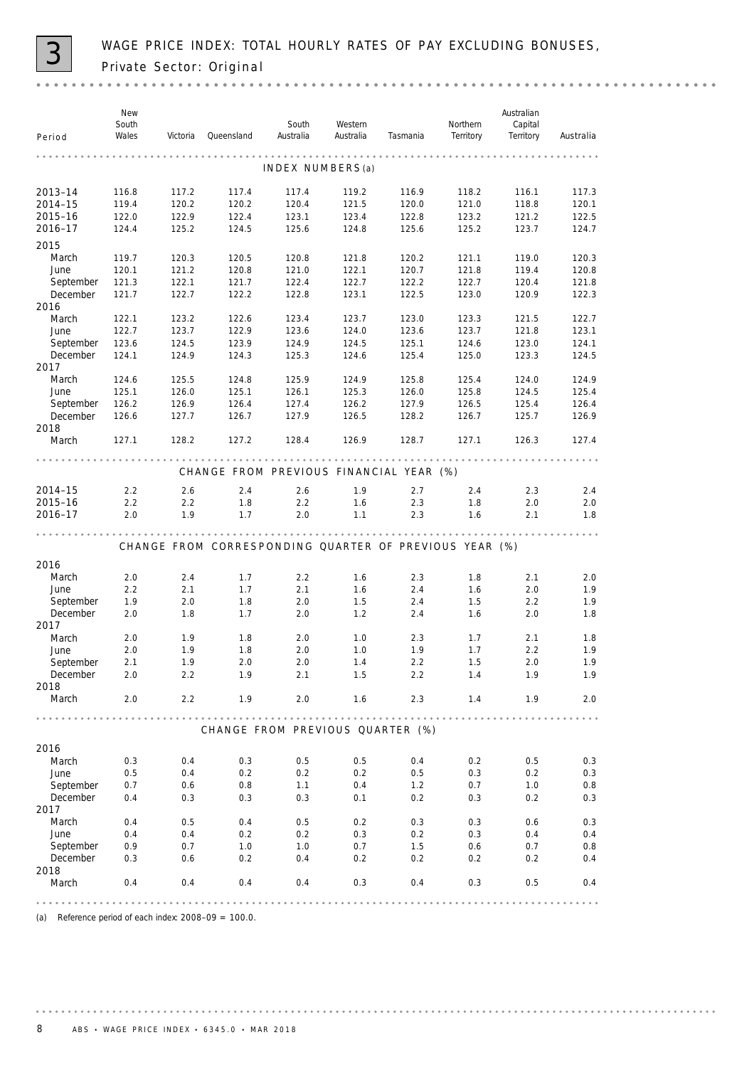# 3 WAGE PRICE INDEX: TOTAL HOURLY RATES OF PAY EXCLUDING BONUSES, Private Sector: Original

| Period | New South Wales | Victoria | Queensland | South Australia | Western Australia | Tasmania | Northern Territory | Australian Capital Territory | Australia |
|---|---|---|---|---|---|---|---|---|---|
| **INDEX NUMBERS (a)** | | | | | | | | | |
| 2013–14 | 116.8 | 117.2 | 117.4 | 117.4 | 119.2 | 116.9 | 118.2 | 116.1 | 117.3 |
| 2014–15 | 119.4 | 120.2 | 120.2 | 120.4 | 121.5 | 120.0 | 121.0 | 118.8 | 120.1 |
| 2015–16 | 122.0 | 122.9 | 122.4 | 123.1 | 123.4 | 122.8 | 123.2 | 121.2 | 122.5 |
| 2016–17 | 124.4 | 125.2 | 124.5 | 125.6 | 124.8 | 125.6 | 125.2 | 123.7 | 124.7 |
| 2015 | | | | | | | | | |
| March | 119.7 | 120.3 | 120.5 | 120.8 | 121.8 | 120.2 | 121.1 | 119.0 | 120.3 |
| June | 120.1 | 121.2 | 120.8 | 121.0 | 122.1 | 120.7 | 121.8 | 119.4 | 120.8 |
| September | 121.3 | 122.1 | 121.7 | 122.4 | 122.7 | 122.2 | 122.7 | 120.4 | 121.8 |
| December | 121.7 | 122.7 | 122.2 | 122.8 | 123.1 | 122.5 | 123.0 | 120.9 | 122.3 |
| 2016 | | | | | | | | | |
| March | 122.1 | 123.2 | 122.6 | 123.4 | 123.7 | 123.0 | 123.3 | 121.5 | 122.7 |
| June | 122.7 | 123.7 | 122.9 | 123.6 | 124.0 | 123.6 | 123.7 | 121.8 | 123.1 |
| September | 123.6 | 124.5 | 123.9 | 124.9 | 124.5 | 125.1 | 124.6 | 123.0 | 124.1 |
| December | 124.1 | 124.9 | 124.3 | 125.3 | 124.6 | 125.4 | 125.0 | 123.3 | 124.5 |
| 2017 | | | | | | | | | |
| March | 124.6 | 125.5 | 124.8 | 125.9 | 124.9 | 125.8 | 125.4 | 124.0 | 124.9 |
| June | 125.1 | 126.0 | 125.1 | 126.1 | 125.3 | 126.0 | 125.8 | 124.5 | 125.4 |
| September | 126.2 | 126.9 | 126.4 | 127.4 | 126.2 | 127.9 | 126.5 | 125.4 | 126.4 |
| December | 126.6 | 127.7 | 126.7 | 127.9 | 126.5 | 128.2 | 126.7 | 125.7 | 126.9 |
| 2018 | | | | | | | | | |
| March | 127.1 | 128.2 | 127.2 | 128.4 | 126.9 | 128.7 | 127.1 | 126.3 | 127.4 |
| **CHANGE FROM PREVIOUS FINANCIAL YEAR (%)** | | | | | | | | | |
| 2014–15 | 2.2 | 2.6 | 2.4 | 2.6 | 1.9 | 2.7 | 2.4 | 2.3 | 2.4 |
| 2015–16 | 2.2 | 2.2 | 1.8 | 2.2 | 1.6 | 2.3 | 1.8 | 2.0 | 2.0 |
| 2016–17 | 2.0 | 1.9 | 1.7 | 2.0 | 1.1 | 2.3 | 1.6 | 2.1 | 1.8 |
| **CHANGE FROM CORRESPONDING QUARTER OF PREVIOUS YEAR (%)** | | | | | | | | | |
| 2016 | | | | | | | | | |
| March | 2.0 | 2.4 | 1.7 | 2.2 | 1.6 | 2.3 | 1.8 | 2.1 | 2.0 |
| June | 2.2 | 2.1 | 1.7 | 2.1 | 1.6 | 2.4 | 1.6 | 2.0 | 1.9 |
| September | 1.9 | 2.0 | 1.8 | 2.0 | 1.5 | 2.4 | 1.5 | 2.2 | 1.9 |
| December | 2.0 | 1.8 | 1.7 | 2.0 | 1.2 | 2.4 | 1.6 | 2.0 | 1.8 |
| 2017 | | | | | | | | | |
| March | 2.0 | 1.9 | 1.8 | 2.0 | 1.0 | 2.3 | 1.7 | 2.1 | 1.8 |
| June | 2.0 | 1.9 | 1.8 | 2.0 | 1.0 | 1.9 | 1.7 | 2.2 | 1.9 |
| September | 2.1 | 1.9 | 2.0 | 2.0 | 1.4 | 2.2 | 1.5 | 2.0 | 1.9 |
| December | 2.0 | 2.2 | 1.9 | 2.1 | 1.5 | 2.2 | 1.4 | 1.9 | 1.9 |
| 2018 | | | | | | | | | |
| March | 2.0 | 2.2 | 1.9 | 2.0 | 1.6 | 2.3 | 1.4 | 1.9 | 2.0 |
| **CHANGE FROM PREVIOUS QUARTER (%)** | | | | | | | | | |
| 2016 | | | | | | | | | |
| March | 0.3 | 0.4 | 0.3 | 0.5 | 0.5 | 0.4 | 0.2 | 0.5 | 0.3 |
| June | 0.5 | 0.4 | 0.2 | 0.2 | 0.2 | 0.5 | 0.3 | 0.2 | 0.3 |
| September | 0.7 | 0.6 | 0.8 | 1.1 | 0.4 | 1.2 | 0.7 | 1.0 | 0.8 |
| December | 0.4 | 0.3 | 0.3 | 0.3 | 0.1 | 0.2 | 0.3 | 0.2 | 0.3 |
| 2017 | | | | | | | | | |
| March | 0.4 | 0.5 | 0.4 | 0.5 | 0.2 | 0.3 | 0.3 | 0.6 | 0.3 |
| June | 0.4 | 0.4 | 0.2 | 0.2 | 0.3 | 0.2 | 0.3 | 0.4 | 0.4 |
| September | 0.9 | 0.7 | 1.0 | 1.0 | 0.7 | 1.5 | 0.6 | 0.7 | 0.8 |
| December | 0.3 | 0.6 | 0.2 | 0.4 | 0.2 | 0.2 | 0.2 | 0.2 | 0.4 |
| 2018 | | | | | | | | | |
| March | 0.4 | 0.4 | 0.4 | 0.4 | 0.3 | 0.4 | 0.3 | 0.5 | 0.4 |

(a) Reference period of each index: 2008–09 = 100.0.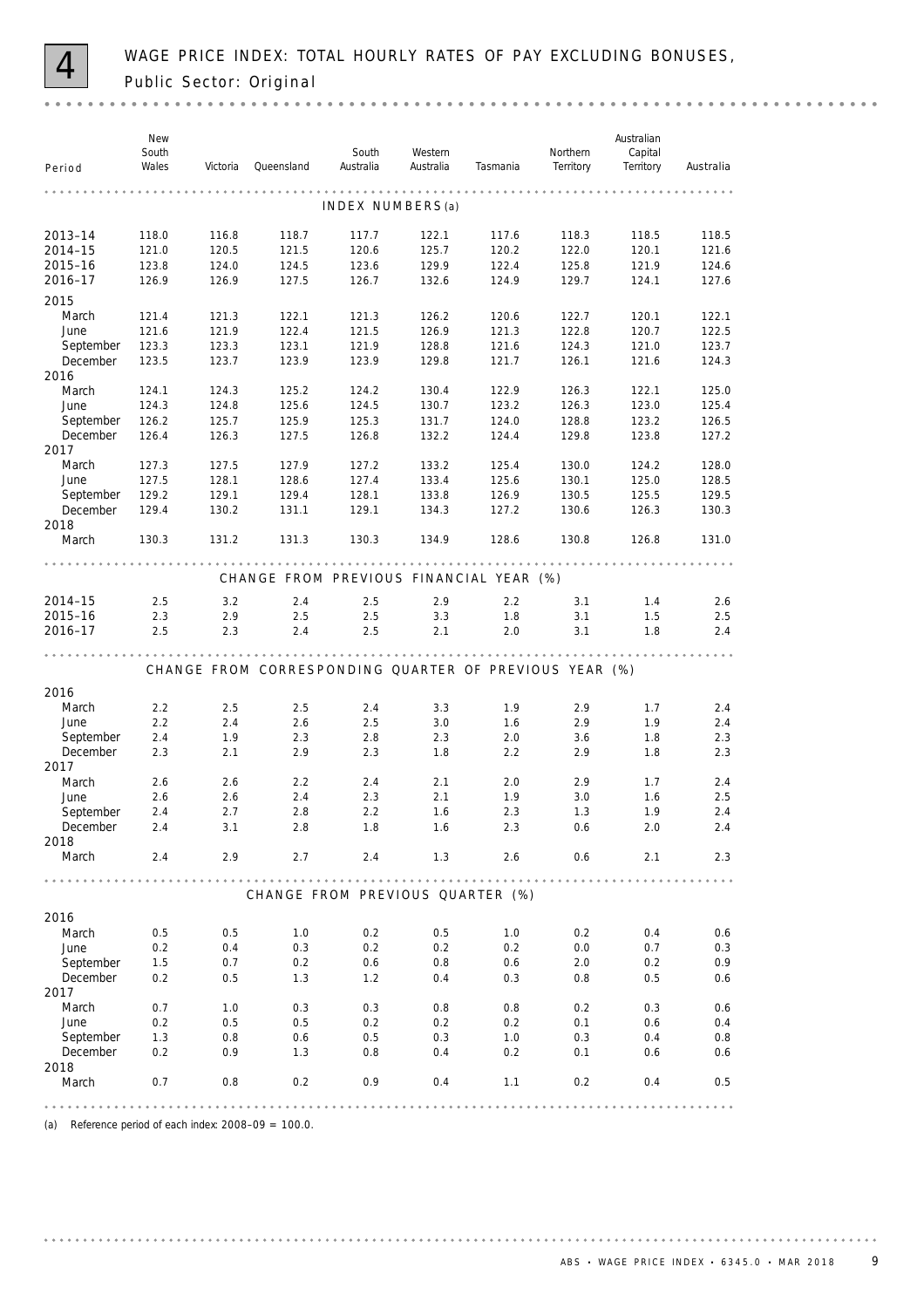# 4 WAGE PRICE INDEX: TOTAL HOURLY RATES OF PAY EXCLUDING BONUSES, Public Sector: Original

| Period | New South Wales | Victoria | Queensland | South Australia | Western Australia | Tasmania | Northern Territory | Australian Capital Territory | Australia |
|---|---|---|---|---|---|---|---|---|---|
| **INDEX NUMBERS (a)** | | | | | | | | | |
| 2013–14 | 118.0 | 116.8 | 118.7 | 117.7 | 122.1 | 117.6 | 118.3 | 118.5 | 118.5 |
| 2014–15 | 121.0 | 120.5 | 121.5 | 120.6 | 125.7 | 120.2 | 122.0 | 120.1 | 121.6 |
| 2015–16 | 123.8 | 124.0 | 124.5 | 123.6 | 129.9 | 122.4 | 125.8 | 121.9 | 124.6 |
| 2016–17 | 126.9 | 126.9 | 127.5 | 126.7 | 132.6 | 124.9 | 129.7 | 124.1 | 127.6 |
| 2015 | | | | | | | | | |
| March | 121.4 | 121.3 | 122.1 | 121.3 | 126.2 | 120.6 | 122.7 | 120.1 | 122.1 |
| June | 121.6 | 121.9 | 122.4 | 121.5 | 126.9 | 121.3 | 122.8 | 120.7 | 122.5 |
| September | 123.3 | 123.3 | 123.1 | 121.9 | 128.8 | 121.6 | 124.3 | 121.0 | 123.7 |
| December | 123.5 | 123.7 | 123.9 | 123.9 | 129.8 | 121.7 | 126.1 | 121.6 | 124.3 |
| 2016 | | | | | | | | | |
| March | 124.1 | 124.3 | 125.2 | 124.2 | 130.4 | 122.9 | 126.3 | 122.1 | 125.0 |
| June | 124.3 | 124.8 | 125.6 | 124.5 | 130.7 | 123.2 | 126.3 | 123.0 | 125.4 |
| September | 126.2 | 125.7 | 125.9 | 125.3 | 131.7 | 124.0 | 128.8 | 123.2 | 126.5 |
| December | 126.4 | 126.3 | 127.5 | 126.8 | 132.2 | 124.4 | 129.8 | 123.8 | 127.2 |
| 2017 | | | | | | | | | |
| March | 127.3 | 127.5 | 127.9 | 127.2 | 133.2 | 125.4 | 130.0 | 124.2 | 128.0 |
| June | 127.5 | 128.1 | 128.6 | 127.4 | 133.4 | 125.6 | 130.1 | 125.0 | 128.5 |
| September | 129.2 | 129.1 | 129.4 | 128.1 | 133.8 | 126.9 | 130.5 | 125.5 | 129.5 |
| December | 129.4 | 130.2 | 131.1 | 129.1 | 134.3 | 127.2 | 130.6 | 126.3 | 130.3 |
| 2018 | | | | | | | | | |
| March | 130.3 | 131.2 | 131.3 | 130.3 | 134.9 | 128.6 | 130.8 | 126.8 | 131.0 |
| **CHANGE FROM PREVIOUS FINANCIAL YEAR (%)** | | | | | | | | | |
| 2014–15 | 2.5 | 3.2 | 2.4 | 2.5 | 2.9 | 2.2 | 3.1 | 1.4 | 2.6 |
| 2015–16 | 2.3 | 2.9 | 2.5 | 2.5 | 3.3 | 1.8 | 3.1 | 1.5 | 2.5 |
| 2016–17 | 2.5 | 2.3 | 2.4 | 2.5 | 2.1 | 2.0 | 3.1 | 1.8 | 2.4 |
| **CHANGE FROM CORRESPONDING QUARTER OF PREVIOUS YEAR (%)** | | | | | | | | | |
| 2016 | | | | | | | | | |
| March | 2.2 | 2.5 | 2.5 | 2.4 | 3.3 | 1.9 | 2.9 | 1.7 | 2.4 |
| June | 2.2 | 2.4 | 2.6 | 2.5 | 3.0 | 1.6 | 2.9 | 1.9 | 2.4 |
| September | 2.4 | 1.9 | 2.3 | 2.8 | 2.3 | 2.0 | 3.6 | 1.8 | 2.3 |
| December | 2.3 | 2.1 | 2.9 | 2.3 | 1.8 | 2.2 | 2.9 | 1.8 | 2.3 |
| 2017 | | | | | | | | | |
| March | 2.6 | 2.6 | 2.2 | 2.4 | 2.1 | 2.0 | 2.9 | 1.7 | 2.4 |
| June | 2.6 | 2.6 | 2.4 | 2.3 | 2.1 | 1.9 | 3.0 | 1.6 | 2.5 |
| September | 2.4 | 2.7 | 2.8 | 2.2 | 1.6 | 2.3 | 1.3 | 1.9 | 2.4 |
| December | 2.4 | 3.1 | 2.8 | 1.8 | 1.6 | 2.3 | 0.6 | 2.0 | 2.4 |
| 2018 | | | | | | | | | |
| March | 2.4 | 2.9 | 2.7 | 2.4 | 1.3 | 2.6 | 0.6 | 2.1 | 2.3 |
| **CHANGE FROM PREVIOUS QUARTER (%)** | | | | | | | | | |
| 2016 | | | | | | | | | |
| March | 0.5 | 0.5 | 1.0 | 0.2 | 0.5 | 1.0 | 0.2 | 0.4 | 0.6 |
| June | 0.2 | 0.4 | 0.3 | 0.2 | 0.2 | 0.2 | 0.0 | 0.7 | 0.3 |
| September | 1.5 | 0.7 | 0.2 | 0.6 | 0.8 | 0.6 | 2.0 | 0.2 | 0.9 |
| December | 0.2 | 0.5 | 1.3 | 1.2 | 0.4 | 0.3 | 0.8 | 0.5 | 0.6 |
| 2017 | | | | | | | | | |
| March | 0.7 | 1.0 | 0.3 | 0.3 | 0.8 | 0.8 | 0.2 | 0.3 | 0.6 |
| June | 0.2 | 0.5 | 0.5 | 0.2 | 0.2 | 0.2 | 0.1 | 0.6 | 0.4 |
| September | 1.3 | 0.8 | 0.6 | 0.5 | 0.3 | 1.0 | 0.3 | 0.4 | 0.8 |
| December | 0.2 | 0.9 | 1.3 | 0.8 | 0.4 | 0.2 | 0.1 | 0.6 | 0.6 |
| 2018 | | | | | | | | | |
| March | 0.7 | 0.8 | 0.2 | 0.9 | 0.4 | 1.1 | 0.2 | 0.4 | 0.5 |

(a) Reference period of each index: 2008–09 = 100.0.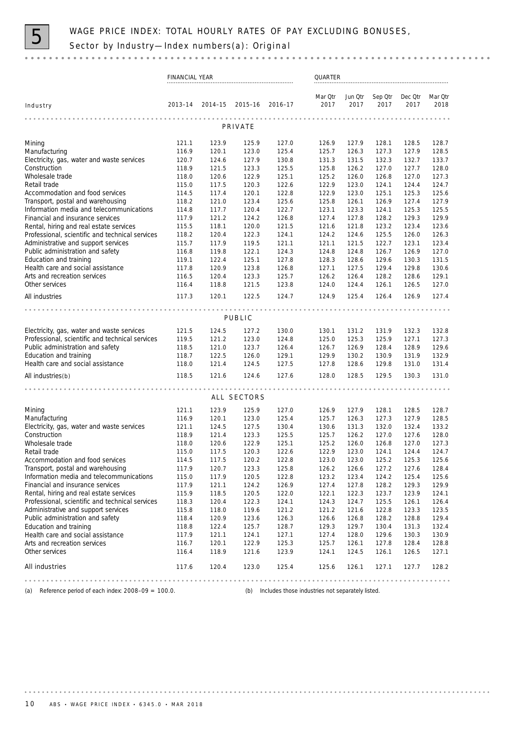# 5 WAGE PRICE INDEX: TOTAL HOURLY RATES OF PAY EXCLUDING BONUSES, Sector by Industry—Index numbers(a): Original

| | FINANCIAL YEAR | | | | QUARTER | | | | |
|---|---|---|---|---|---|---|---|---|---|
| Industry | 2013–14 | 2014–15 | 2015–16 | 2016–17 | Mar Qtr 2017 | Jun Qtr 2017 | Sep Qtr 2017 | Dec Qtr 2017 | Mar Qtr 2018 |
| **PRIVATE** | | | | | | | | | |
| Mining | 121.1 | 123.9 | 125.9 | 127.0 | 126.9 | 127.9 | 128.1 | 128.5 | 128.7 |
| Manufacturing | 116.9 | 120.1 | 123.0 | 125.4 | 125.7 | 126.3 | 127.3 | 127.9 | 128.5 |
| Electricity, gas, water and waste services | 120.7 | 124.6 | 127.9 | 130.8 | 131.3 | 131.5 | 132.3 | 132.7 | 133.7 |
| Construction | 118.9 | 121.5 | 123.3 | 125.5 | 125.8 | 126.2 | 127.0 | 127.7 | 128.0 |
| Wholesale trade | 118.0 | 120.6 | 122.9 | 125.1 | 125.2 | 126.0 | 126.8 | 127.0 | 127.3 |
| Retail trade | 115.0 | 117.5 | 120.3 | 122.6 | 122.9 | 123.0 | 124.1 | 124.4 | 124.7 |
| Accommodation and food services | 114.5 | 117.4 | 120.1 | 122.8 | 122.9 | 123.0 | 125.1 | 125.3 | 125.6 |
| Transport, postal and warehousing | 118.2 | 121.0 | 123.4 | 125.6 | 125.8 | 126.1 | 126.9 | 127.4 | 127.9 |
| Information media and telecommunications | 114.8 | 117.7 | 120.4 | 122.7 | 123.1 | 123.3 | 124.1 | 125.3 | 125.5 |
| Financial and insurance services | 117.9 | 121.2 | 124.2 | 126.8 | 127.4 | 127.8 | 128.2 | 129.3 | 129.9 |
| Rental, hiring and real estate services | 115.5 | 118.1 | 120.0 | 121.5 | 121.6 | 121.8 | 123.2 | 123.4 | 123.6 |
| Professional, scientific and technical services | 118.2 | 120.4 | 122.3 | 124.1 | 124.2 | 124.6 | 125.5 | 126.0 | 126.3 |
| Administrative and support services | 115.7 | 117.9 | 119.5 | 121.1 | 121.1 | 121.5 | 122.7 | 123.1 | 123.4 |
| Public administration and safety | 116.8 | 119.8 | 122.1 | 124.3 | 124.8 | 124.8 | 126.7 | 126.9 | 127.0 |
| Education and training | 119.1 | 122.4 | 125.1 | 127.8 | 128.3 | 128.6 | 129.6 | 130.3 | 131.5 |
| Health care and social assistance | 117.8 | 120.9 | 123.8 | 126.8 | 127.1 | 127.5 | 129.4 | 129.8 | 130.6 |
| Arts and recreation services | 116.5 | 120.4 | 123.3 | 125.7 | 126.2 | 126.4 | 128.2 | 128.6 | 129.1 |
| Other services | 116.4 | 118.8 | 121.5 | 123.8 | 124.0 | 124.4 | 126.1 | 126.5 | 127.0 |
| All industries | 117.3 | 120.1 | 122.5 | 124.7 | 124.9 | 125.4 | 126.4 | 126.9 | 127.4 |
| **PUBLIC** | | | | | | | | | |
| Electricity, gas, water and waste services | 121.5 | 124.5 | 127.2 | 130.0 | 130.1 | 131.2 | 131.9 | 132.3 | 132.8 |
| Professional, scientific and technical services | 119.5 | 121.2 | 123.0 | 124.8 | 125.0 | 125.3 | 125.9 | 127.1 | 127.3 |
| Public administration and safety | 118.5 | 121.0 | 123.7 | 126.4 | 126.7 | 126.9 | 128.4 | 128.9 | 129.6 |
| Education and training | 118.7 | 122.5 | 126.0 | 129.1 | 129.9 | 130.2 | 130.9 | 131.9 | 132.9 |
| Health care and social assistance | 118.0 | 121.4 | 124.5 | 127.5 | 127.8 | 128.6 | 129.8 | 131.0 | 131.4 |
| All industries(b) | 118.5 | 121.6 | 124.6 | 127.6 | 128.0 | 128.5 | 129.5 | 130.3 | 131.0 |
| **ALL SECTORS** | | | | | | | | | |
| Mining | 121.1 | 123.9 | 125.9 | 127.0 | 126.9 | 127.9 | 128.1 | 128.5 | 128.7 |
| Manufacturing | 116.9 | 120.1 | 123.0 | 125.4 | 125.7 | 126.3 | 127.3 | 127.9 | 128.5 |
| Electricity, gas, water and waste services | 121.1 | 124.5 | 127.5 | 130.4 | 130.6 | 131.3 | 132.0 | 132.4 | 133.2 |
| Construction | 118.9 | 121.4 | 123.3 | 125.5 | 125.7 | 126.2 | 127.0 | 127.6 | 128.0 |
| Wholesale trade | 118.0 | 120.6 | 122.9 | 125.1 | 125.2 | 126.0 | 126.8 | 127.0 | 127.3 |
| Retail trade | 115.0 | 117.5 | 120.3 | 122.6 | 122.9 | 123.0 | 124.1 | 124.4 | 124.7 |
| Accommodation and food services | 114.5 | 117.5 | 120.2 | 122.8 | 123.0 | 123.0 | 125.2 | 125.3 | 125.6 |
| Transport, postal and warehousing | 117.9 | 120.7 | 123.3 | 125.8 | 126.2 | 126.6 | 127.2 | 127.6 | 128.4 |
| Information media and telecommunications | 115.0 | 117.9 | 120.5 | 122.8 | 123.2 | 123.4 | 124.2 | 125.4 | 125.6 |
| Financial and insurance services | 117.9 | 121.1 | 124.2 | 126.9 | 127.4 | 127.8 | 128.2 | 129.3 | 129.9 |
| Rental, hiring and real estate services | 115.9 | 118.5 | 120.5 | 122.0 | 122.1 | 122.3 | 123.7 | 123.9 | 124.1 |
| Professional, scientific and technical services | 118.3 | 120.4 | 122.3 | 124.1 | 124.3 | 124.7 | 125.5 | 126.1 | 126.4 |
| Administrative and support services | 115.8 | 118.0 | 119.6 | 121.2 | 121.2 | 121.6 | 122.8 | 123.3 | 123.5 |
| Public administration and safety | 118.4 | 120.9 | 123.6 | 126.3 | 126.6 | 126.8 | 128.2 | 128.8 | 129.4 |
| Education and training | 118.8 | 122.4 | 125.7 | 128.7 | 129.3 | 129.7 | 130.4 | 131.3 | 132.4 |
| Health care and social assistance | 117.9 | 121.1 | 124.1 | 127.1 | 127.4 | 128.0 | 129.6 | 130.3 | 130.9 |
| Arts and recreation services | 116.7 | 120.1 | 122.9 | 125.3 | 125.7 | 126.1 | 127.8 | 128.4 | 128.8 |
| Other services | 116.4 | 118.9 | 121.6 | 123.9 | 124.1 | 124.5 | 126.1 | 126.5 | 127.1 |
| All industries | 117.6 | 120.4 | 123.0 | 125.4 | 125.6 | 126.1 | 127.1 | 127.7 | 128.2 |

(a) Reference period of each index: 2008–09 = 100.0.

(b) Includes those industries not separately listed.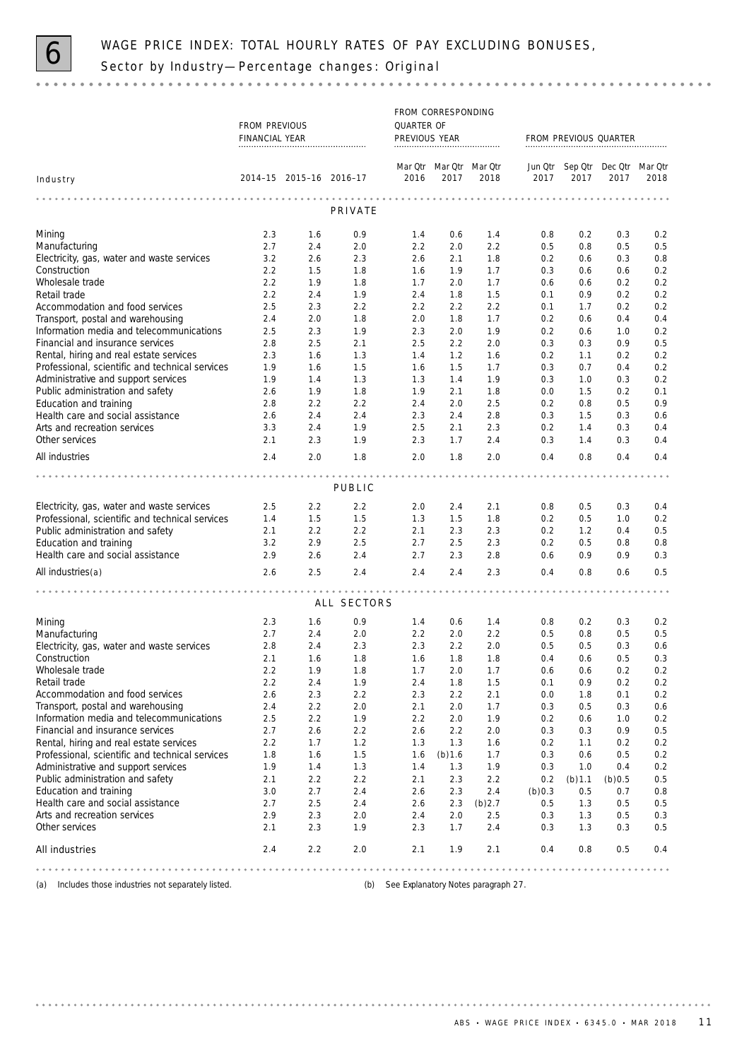# 6 WAGE PRICE INDEX: TOTAL HOURLY RATES OF PAY EXCLUDING BONUSES, Sector by Industry—Percentage changes: Original

| | FROM PREVIOUS FINANCIAL YEAR | | | FROM CORRESPONDING QUARTER OF PREVIOUS YEAR | | | FROM PREVIOUS QUARTER | | | |
|---|---|---|---|---|---|---|---|---|---|---|
| Industry | 2014–15 | 2015–16 | 2016–17 | Mar Qtr 2016 | Mar Qtr 2017 | Mar Qtr 2018 | Jun Qtr 2017 | Sep Qtr 2017 | Dec Qtr 2017 | Mar Qtr 2018 |
| **PRIVATE** | | | | | | | | | | |
| Mining | 2.3 | 1.6 | 0.9 | 1.4 | 0.6 | 1.4 | 0.8 | 0.2 | 0.3 | 0.2 |
| Manufacturing | 2.7 | 2.4 | 2.0 | 2.2 | 2.0 | 2.2 | 0.5 | 0.8 | 0.5 | 0.5 |
| Electricity, gas, water and waste services | 3.2 | 2.6 | 2.3 | 2.6 | 2.1 | 1.8 | 0.2 | 0.6 | 0.3 | 0.8 |
| Construction | 2.2 | 1.5 | 1.8 | 1.6 | 1.9 | 1.7 | 0.3 | 0.6 | 0.6 | 0.2 |
| Wholesale trade | 2.2 | 1.9 | 1.8 | 1.7 | 2.0 | 1.7 | 0.6 | 0.6 | 0.2 | 0.2 |
| Retail trade | 2.2 | 2.4 | 1.9 | 2.4 | 1.8 | 1.5 | 0.1 | 0.9 | 0.2 | 0.2 |
| Accommodation and food services | 2.5 | 2.3 | 2.2 | 2.2 | 2.2 | 2.2 | 0.1 | 1.7 | 0.2 | 0.2 |
| Transport, postal and warehousing | 2.4 | 2.0 | 1.8 | 2.0 | 1.8 | 1.7 | 0.2 | 0.6 | 0.4 | 0.4 |
| Information media and telecommunications | 2.5 | 2.3 | 1.9 | 2.3 | 2.0 | 1.9 | 0.2 | 0.6 | 1.0 | 0.2 |
| Financial and insurance services | 2.8 | 2.5 | 2.1 | 2.5 | 2.2 | 2.0 | 0.3 | 0.3 | 0.9 | 0.5 |
| Rental, hiring and real estate services | 2.3 | 1.6 | 1.3 | 1.4 | 1.2 | 1.6 | 0.2 | 1.1 | 0.2 | 0.2 |
| Professional, scientific and technical services | 1.9 | 1.6 | 1.5 | 1.6 | 1.5 | 1.7 | 0.3 | 0.7 | 0.4 | 0.2 |
| Administrative and support services | 1.9 | 1.4 | 1.3 | 1.3 | 1.4 | 1.9 | 0.3 | 1.0 | 0.3 | 0.2 |
| Public administration and safety | 2.6 | 1.9 | 1.8 | 1.9 | 2.1 | 1.8 | 0.0 | 1.5 | 0.2 | 0.1 |
| Education and training | 2.8 | 2.2 | 2.2 | 2.4 | 2.0 | 2.5 | 0.2 | 0.8 | 0.5 | 0.9 |
| Health care and social assistance | 2.6 | 2.4 | 2.4 | 2.3 | 2.4 | 2.8 | 0.3 | 1.5 | 0.3 | 0.6 |
| Arts and recreation services | 3.3 | 2.4 | 1.9 | 2.5 | 2.1 | 2.3 | 0.2 | 1.4 | 0.3 | 0.4 |
| Other services | 2.1 | 2.3 | 1.9 | 2.3 | 1.7 | 2.4 | 0.3 | 1.4 | 0.3 | 0.4 |
| All industries | 2.4 | 2.0 | 1.8 | 2.0 | 1.8 | 2.0 | 0.4 | 0.8 | 0.4 | 0.4 |
| **PUBLIC** | | | | | | | | | | |
| Electricity, gas, water and waste services | 2.5 | 2.2 | 2.2 | 2.0 | 2.4 | 2.1 | 0.8 | 0.5 | 0.3 | 0.4 |
| Professional, scientific and technical services | 1.4 | 1.5 | 1.5 | 1.3 | 1.5 | 1.8 | 0.2 | 0.5 | 1.0 | 0.2 |
| Public administration and safety | 2.1 | 2.2 | 2.2 | 2.1 | 2.3 | 2.3 | 0.2 | 1.2 | 0.4 | 0.5 |
| Education and training | 3.2 | 2.9 | 2.5 | 2.7 | 2.5 | 2.3 | 0.2 | 0.5 | 0.8 | 0.8 |
| Health care and social assistance | 2.9 | 2.6 | 2.4 | 2.7 | 2.3 | 2.8 | 0.6 | 0.9 | 0.9 | 0.3 |
| All industries(a) | 2.6 | 2.5 | 2.4 | 2.4 | 2.4 | 2.3 | 0.4 | 0.8 | 0.6 | 0.5 |
| **ALL SECTORS** | | | | | | | | | | |
| Mining | 2.3 | 1.6 | 0.9 | 1.4 | 0.6 | 1.4 | 0.8 | 0.2 | 0.3 | 0.2 |
| Manufacturing | 2.7 | 2.4 | 2.0 | 2.2 | 2.0 | 2.2 | 0.5 | 0.8 | 0.5 | 0.5 |
| Electricity, gas, water and waste services | 2.8 | 2.4 | 2.3 | 2.3 | 2.2 | 2.0 | 0.5 | 0.5 | 0.3 | 0.6 |
| Construction | 2.1 | 1.6 | 1.8 | 1.6 | 1.8 | 1.8 | 0.4 | 0.6 | 0.5 | 0.3 |
| Wholesale trade | 2.2 | 1.9 | 1.8 | 1.7 | 2.0 | 1.7 | 0.6 | 0.6 | 0.2 | 0.2 |
| Retail trade | 2.2 | 2.4 | 1.9 | 2.4 | 1.8 | 1.5 | 0.1 | 0.9 | 0.2 | 0.2 |
| Accommodation and food services | 2.6 | 2.3 | 2.2 | 2.3 | 2.2 | 2.1 | 0.0 | 1.8 | 0.1 | 0.2 |
| Transport, postal and warehousing | 2.4 | 2.2 | 2.0 | 2.1 | 2.0 | 1.7 | 0.3 | 0.5 | 0.3 | 0.6 |
| Information media and telecommunications | 2.5 | 2.2 | 1.9 | 2.2 | 2.0 | 1.9 | 0.2 | 0.6 | 1.0 | 0.2 |
| Financial and insurance services | 2.7 | 2.6 | 2.2 | 2.6 | 2.2 | 2.0 | 0.3 | 0.3 | 0.9 | 0.5 |
| Rental, hiring and real estate services | 2.2 | 1.7 | 1.2 | 1.3 | 1.3 | 1.6 | 0.2 | 1.1 | 0.2 | 0.2 |
| Professional, scientific and technical services | 1.8 | 1.6 | 1.5 | 1.6 | (b)1.6 | 1.7 | 0.3 | 0.6 | 0.5 | 0.2 |
| Administrative and support services | 1.9 | 1.4 | 1.3 | 1.4 | 1.3 | 1.9 | 0.3 | 1.0 | 0.4 | 0.2 |
| Public administration and safety | 2.1 | 2.2 | 2.2 | 2.1 | 2.3 | 2.2 | 0.2 | (b)1.1 | (b)0.5 | 0.5 |
| Education and training | 3.0 | 2.7 | 2.4 | 2.6 | 2.3 | 2.4 | (b)0.3 | 0.5 | 0.7 | 0.8 |
| Health care and social assistance | 2.7 | 2.5 | 2.4 | 2.6 | 2.3 | (b)2.7 | 0.5 | 1.3 | 0.5 | 0.5 |
| Arts and recreation services | 2.9 | 2.3 | 2.0 | 2.4 | 2.0 | 2.5 | 0.3 | 1.3 | 0.5 | 0.3 |
| Other services | 2.1 | 2.3 | 1.9 | 2.3 | 1.7 | 2.4 | 0.3 | 1.3 | 0.3 | 0.5 |
| All industries | 2.4 | 2.2 | 2.0 | 2.1 | 1.9 | 2.1 | 0.4 | 0.8 | 0.5 | 0.4 |

(a) Includes those industries not separately listed.

(b) See Explanatory Notes paragraph 27.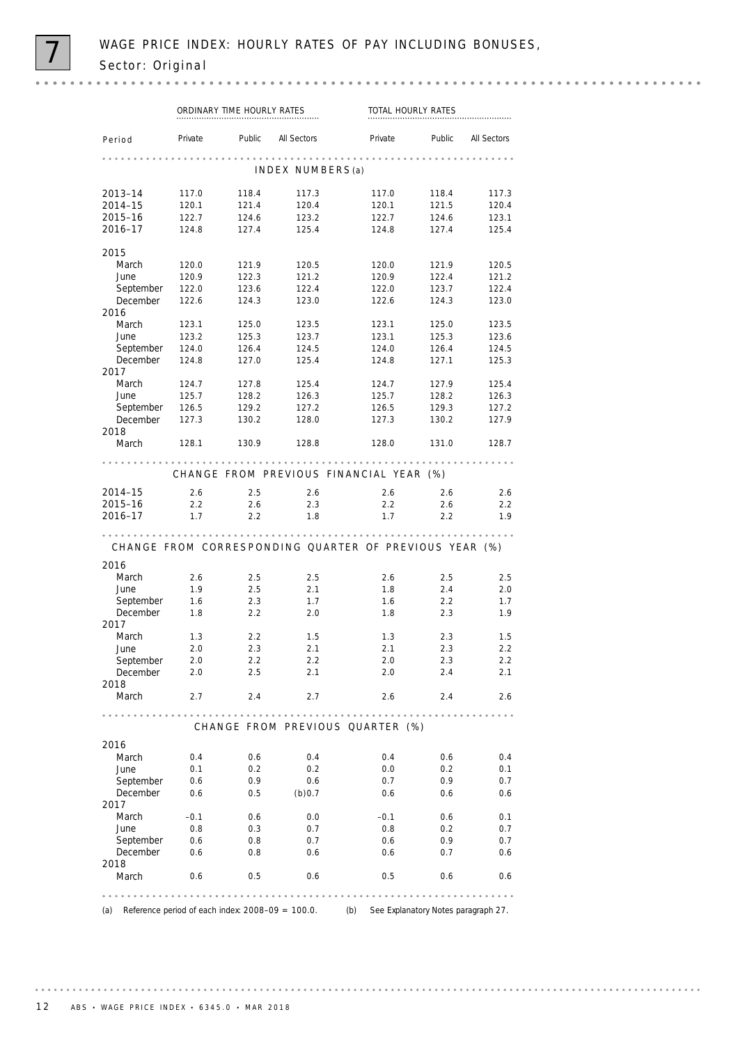# 7 WAGE PRICE INDEX: HOURLY RATES OF PAY INCLUDING BONUSES, Sector: Original

| | ORDINARY TIME HOURLY RATES | | | TOTAL HOURLY RATES | | |
|---|---|---|---|---|---|---|
| Period | Private | Public | All Sectors | Private | Public | All Sectors |
| **INDEX NUMBERS (a)** | | | | | | |
| 2013–14 | 117.0 | 118.4 | 117.3 | 117.0 | 118.4 | 117.3 |
| 2014–15 | 120.1 | 121.4 | 120.4 | 120.1 | 121.5 | 120.4 |
| 2015–16 | 122.7 | 124.6 | 123.2 | 122.7 | 124.6 | 123.1 |
| 2016–17 | 124.8 | 127.4 | 125.4 | 124.8 | 127.4 | 125.4 |
| 2015 | | | | | | |
| March | 120.0 | 121.9 | 120.5 | 120.0 | 121.9 | 120.5 |
| June | 120.9 | 122.3 | 121.2 | 120.9 | 122.4 | 121.2 |
| September | 122.0 | 123.6 | 122.4 | 122.0 | 123.7 | 122.4 |
| December | 122.6 | 124.3 | 123.0 | 122.6 | 124.3 | 123.0 |
| 2016 | | | | | | |
| March | 123.1 | 125.0 | 123.5 | 123.1 | 125.0 | 123.5 |
| June | 123.2 | 125.3 | 123.7 | 123.1 | 125.3 | 123.6 |
| September | 124.0 | 126.4 | 124.5 | 124.0 | 126.4 | 124.5 |
| December | 124.8 | 127.0 | 125.4 | 124.8 | 127.1 | 125.3 |
| 2017 | | | | | | |
| March | 124.7 | 127.8 | 125.4 | 124.7 | 127.9 | 125.4 |
| June | 125.7 | 128.2 | 126.3 | 125.7 | 128.2 | 126.3 |
| September | 126.5 | 129.2 | 127.2 | 126.5 | 129.3 | 127.2 |
| December | 127.3 | 130.2 | 128.0 | 127.3 | 130.2 | 127.9 |
| 2018 | | | | | | |
| March | 128.1 | 130.9 | 128.8 | 128.0 | 131.0 | 128.7 |
| **CHANGE FROM PREVIOUS FINANCIAL YEAR (%)** | | | | | | |
| 2014–15 | 2.6 | 2.5 | 2.6 | 2.6 | 2.6 | 2.6 |
| 2015–16 | 2.2 | 2.6 | 2.3 | 2.2 | 2.6 | 2.2 |
| 2016–17 | 1.7 | 2.2 | 1.8 | 1.7 | 2.2 | 1.9 |
| **CHANGE FROM CORRESPONDING QUARTER OF PREVIOUS YEAR (%)** | | | | | | |
| 2016 | | | | | | |
| March | 2.6 | 2.5 | 2.5 | 2.6 | 2.5 | 2.5 |
| June | 1.9 | 2.5 | 2.1 | 1.8 | 2.4 | 2.0 |
| September | 1.6 | 2.3 | 1.7 | 1.6 | 2.2 | 1.7 |
| December | 1.8 | 2.2 | 2.0 | 1.8 | 2.3 | 1.9 |
| 2017 | | | | | | |
| March | 1.3 | 2.2 | 1.5 | 1.3 | 2.3 | 1.5 |
| June | 2.0 | 2.3 | 2.1 | 2.1 | 2.3 | 2.2 |
| September | 2.0 | 2.2 | 2.2 | 2.0 | 2.3 | 2.2 |
| December | 2.0 | 2.5 | 2.1 | 2.0 | 2.4 | 2.1 |
| 2018 | | | | | | |
| March | 2.7 | 2.4 | 2.7 | 2.6 | 2.4 | 2.6 |
| **CHANGE FROM PREVIOUS QUARTER (%)** | | | | | | |
| 2016 | | | | | | |
| March | 0.4 | 0.6 | 0.4 | 0.4 | 0.6 | 0.4 |
| June | 0.1 | 0.2 | 0.2 | 0.0 | 0.2 | 0.1 |
| September | 0.6 | 0.9 | 0.6 | 0.7 | 0.9 | 0.7 |
| December | 0.6 | 0.5 | (b)0.7 | 0.6 | 0.6 | 0.6 |
| 2017 | | | | | | |
| March | –0.1 | 0.6 | 0.0 | –0.1 | 0.6 | 0.1 |
| June | 0.8 | 0.3 | 0.7 | 0.8 | 0.2 | 0.7 |
| September | 0.6 | 0.8 | 0.7 | 0.6 | 0.9 | 0.7 |
| December | 0.6 | 0.8 | 0.6 | 0.6 | 0.7 | 0.6 |
| 2018 | | | | | | |
| March | 0.6 | 0.5 | 0.6 | 0.5 | 0.6 | 0.6 |

(a) Reference period of each index: 2008–09 = 100.0.

(b) See Explanatory Notes paragraph 27.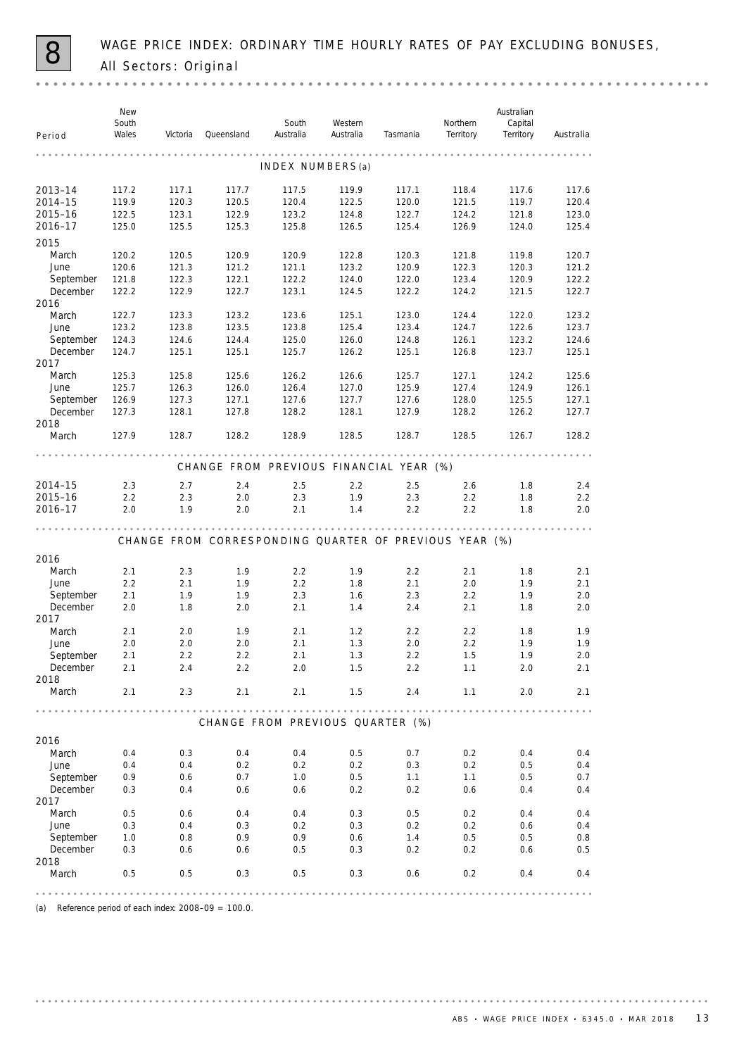# 8 WAGE PRICE INDEX: ORDINARY TIME HOURLY RATES OF PAY EXCLUDING BONUSES, All Sectors: Original

| Period | New South Wales | Victoria | Queensland | South Australia | Western Australia | Tasmania | Northern Territory | Australian Capital Territory | Australia |
|---|---|---|---|---|---|---|---|---|---|
| **INDEX NUMBERS (a)** | | | | | | | | | |
| 2013–14 | 117.2 | 117.1 | 117.7 | 117.5 | 119.9 | 117.1 | 118.4 | 117.6 | 117.6 |
| 2014–15 | 119.9 | 120.3 | 120.5 | 120.4 | 122.5 | 120.0 | 121.5 | 119.7 | 120.4 |
| 2015–16 | 122.5 | 123.1 | 122.9 | 123.2 | 124.8 | 122.7 | 124.2 | 121.8 | 123.0 |
| 2016–17 | 125.0 | 125.5 | 125.3 | 125.8 | 126.5 | 125.4 | 126.9 | 124.0 | 125.4 |
| 2015 | | | | | | | | | |
| March | 120.2 | 120.5 | 120.9 | 120.9 | 122.8 | 120.3 | 121.8 | 119.8 | 120.7 |
| June | 120.6 | 121.3 | 121.2 | 121.1 | 123.2 | 120.9 | 122.3 | 120.3 | 121.2 |
| September | 121.8 | 122.3 | 122.1 | 122.2 | 124.0 | 122.0 | 123.4 | 120.9 | 122.2 |
| December | 122.2 | 122.9 | 122.7 | 123.1 | 124.5 | 122.2 | 124.2 | 121.5 | 122.7 |
| 2016 | | | | | | | | | |
| March | 122.7 | 123.3 | 123.2 | 123.6 | 125.1 | 123.0 | 124.4 | 122.0 | 123.2 |
| June | 123.2 | 123.8 | 123.5 | 123.8 | 125.4 | 123.4 | 124.7 | 122.6 | 123.7 |
| September | 124.3 | 124.6 | 124.4 | 125.0 | 126.0 | 124.8 | 126.1 | 123.2 | 124.6 |
| December | 124.7 | 125.1 | 125.1 | 125.7 | 126.2 | 125.1 | 126.8 | 123.7 | 125.1 |
| 2017 | | | | | | | | | |
| March | 125.3 | 125.8 | 125.6 | 126.2 | 126.6 | 125.7 | 127.1 | 124.2 | 125.6 |
| June | 125.7 | 126.3 | 126.0 | 126.4 | 127.0 | 125.9 | 127.4 | 124.9 | 126.1 |
| September | 126.9 | 127.3 | 127.1 | 127.6 | 127.7 | 127.6 | 128.0 | 125.5 | 127.1 |
| December | 127.3 | 128.1 | 127.8 | 128.2 | 128.1 | 127.9 | 128.2 | 126.2 | 127.7 |
| 2018 | | | | | | | | | |
| March | 127.9 | 128.7 | 128.2 | 128.9 | 128.5 | 128.7 | 128.5 | 126.7 | 128.2 |
| **CHANGE FROM PREVIOUS FINANCIAL YEAR (%)** | | | | | | | | | |
| 2014–15 | 2.3 | 2.7 | 2.4 | 2.5 | 2.2 | 2.5 | 2.6 | 1.8 | 2.4 |
| 2015–16 | 2.2 | 2.3 | 2.0 | 2.3 | 1.9 | 2.3 | 2.2 | 1.8 | 2.2 |
| 2016–17 | 2.0 | 1.9 | 2.0 | 2.1 | 1.4 | 2.2 | 2.2 | 1.8 | 2.0 |
| **CHANGE FROM CORRESPONDING QUARTER OF PREVIOUS YEAR (%)** | | | | | | | | | |
| 2016 | | | | | | | | | |
| March | 2.1 | 2.3 | 1.9 | 2.2 | 1.9 | 2.2 | 2.1 | 1.8 | 2.1 |
| June | 2.2 | 2.1 | 1.9 | 2.2 | 1.8 | 2.1 | 2.0 | 1.9 | 2.1 |
| September | 2.1 | 1.9 | 1.9 | 2.3 | 1.6 | 2.3 | 2.2 | 1.9 | 2.0 |
| December | 2.0 | 1.8 | 2.0 | 2.1 | 1.4 | 2.4 | 2.1 | 1.8 | 2.0 |
| 2017 | | | | | | | | | |
| March | 2.1 | 2.0 | 1.9 | 2.1 | 1.2 | 2.2 | 2.2 | 1.8 | 1.9 |
| June | 2.0 | 2.0 | 2.0 | 2.1 | 1.3 | 2.0 | 2.2 | 1.9 | 1.9 |
| September | 2.1 | 2.2 | 2.2 | 2.1 | 1.3 | 2.2 | 1.5 | 1.9 | 2.0 |
| December | 2.1 | 2.4 | 2.2 | 2.0 | 1.5 | 2.2 | 1.1 | 2.0 | 2.1 |
| 2018 | | | | | | | | | |
| March | 2.1 | 2.3 | 2.1 | 2.1 | 1.5 | 2.4 | 1.1 | 2.0 | 2.1 |
| **CHANGE FROM PREVIOUS QUARTER (%)** | | | | | | | | | |
| 2016 | | | | | | | | | |
| March | 0.4 | 0.3 | 0.4 | 0.4 | 0.5 | 0.7 | 0.2 | 0.4 | 0.4 |
| June | 0.4 | 0.4 | 0.2 | 0.2 | 0.2 | 0.3 | 0.2 | 0.5 | 0.4 |
| September | 0.9 | 0.6 | 0.7 | 1.0 | 0.5 | 1.1 | 1.1 | 0.5 | 0.7 |
| December | 0.3 | 0.4 | 0.6 | 0.6 | 0.2 | 0.2 | 0.6 | 0.4 | 0.4 |
| 2017 | | | | | | | | | |
| March | 0.5 | 0.6 | 0.4 | 0.4 | 0.3 | 0.5 | 0.2 | 0.4 | 0.4 |
| June | 0.3 | 0.4 | 0.3 | 0.2 | 0.3 | 0.2 | 0.2 | 0.6 | 0.4 |
| September | 1.0 | 0.8 | 0.9 | 0.9 | 0.6 | 1.4 | 0.5 | 0.5 | 0.8 |
| December | 0.3 | 0.6 | 0.6 | 0.5 | 0.3 | 0.2 | 0.2 | 0.6 | 0.5 |
| 2018 | | | | | | | | | |
| March | 0.5 | 0.5 | 0.3 | 0.5 | 0.3 | 0.6 | 0.2 | 0.4 | 0.4 |

(a) Reference period of each index: 2008–09 = 100.0.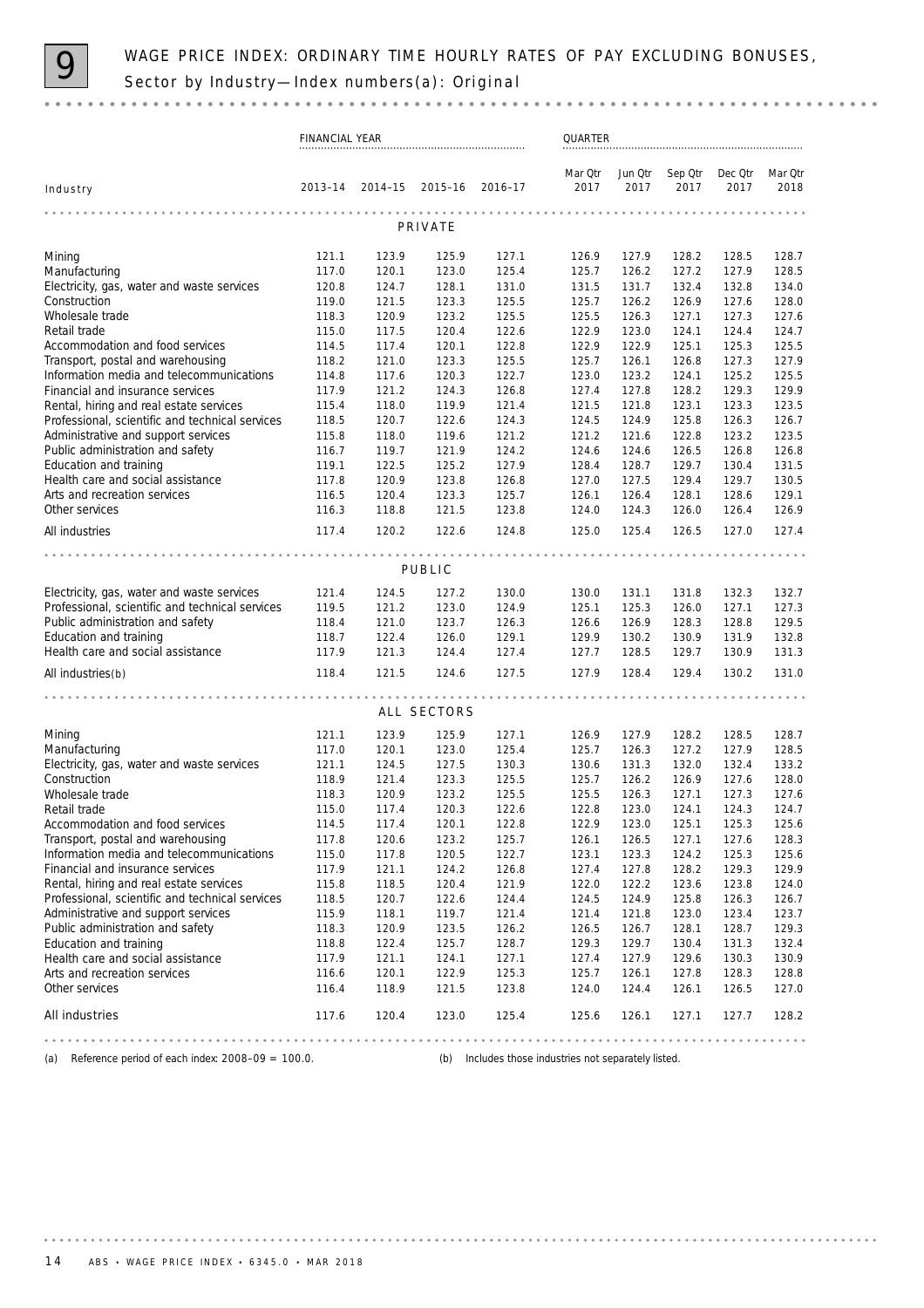# 9 WAGE PRICE INDEX: ORDINARY TIME HOURLY RATES OF PAY EXCLUDING BONUSES, Sector by Industry—Index numbers(a): Original

| | FINANCIAL YEAR | | | | QUARTER | | | | |
|---|---|---|---|---|---|---|---|---|---|
| Industry | 2013–14 | 2014–15 | 2015–16 | 2016–17 | Mar Qtr 2017 | Jun Qtr 2017 | Sep Qtr 2017 | Dec Qtr 2017 | Mar Qtr 2018 |
| **PRIVATE** | | | | | | | | | |
| Mining | 121.1 | 123.9 | 125.9 | 127.1 | 126.9 | 127.9 | 128.2 | 128.5 | 128.7 |
| Manufacturing | 117.0 | 120.1 | 123.0 | 125.4 | 125.7 | 126.2 | 127.2 | 127.9 | 128.5 |
| Electricity, gas, water and waste services | 120.8 | 124.7 | 128.1 | 131.0 | 131.5 | 131.7 | 132.4 | 132.8 | 134.0 |
| Construction | 119.0 | 121.5 | 123.3 | 125.5 | 125.7 | 126.2 | 126.9 | 127.6 | 128.0 |
| Wholesale trade | 118.3 | 120.9 | 123.2 | 125.5 | 125.5 | 126.3 | 127.1 | 127.3 | 127.6 |
| Retail trade | 115.0 | 117.5 | 120.4 | 122.6 | 122.9 | 123.0 | 124.1 | 124.4 | 124.7 |
| Accommodation and food services | 114.5 | 117.4 | 120.1 | 122.8 | 122.9 | 122.9 | 125.1 | 125.3 | 125.5 |
| Transport, postal and warehousing | 118.2 | 121.0 | 123.3 | 125.5 | 125.7 | 126.1 | 126.8 | 127.3 | 127.9 |
| Information media and telecommunications | 114.8 | 117.6 | 120.3 | 122.7 | 123.0 | 123.2 | 124.1 | 125.2 | 125.5 |
| Financial and insurance services | 117.9 | 121.2 | 124.3 | 126.8 | 127.4 | 127.8 | 128.2 | 129.3 | 129.9 |
| Rental, hiring and real estate services | 115.4 | 118.0 | 119.9 | 121.4 | 121.5 | 121.8 | 123.1 | 123.3 | 123.5 |
| Professional, scientific and technical services | 118.5 | 120.7 | 122.6 | 124.3 | 124.5 | 124.9 | 125.8 | 126.3 | 126.7 |
| Administrative and support services | 115.8 | 118.0 | 119.6 | 121.2 | 121.2 | 121.6 | 122.8 | 123.2 | 123.5 |
| Public administration and safety | 116.7 | 119.7 | 121.9 | 124.2 | 124.6 | 124.6 | 126.5 | 126.8 | 126.8 |
| Education and training | 119.1 | 122.5 | 125.2 | 127.9 | 128.4 | 128.7 | 129.7 | 130.4 | 131.5 |
| Health care and social assistance | 117.8 | 120.9 | 123.8 | 126.8 | 127.0 | 127.5 | 129.4 | 129.7 | 130.5 |
| Arts and recreation services | 116.5 | 120.4 | 123.3 | 125.7 | 126.1 | 126.4 | 128.1 | 128.6 | 129.1 |
| Other services | 116.3 | 118.8 | 121.5 | 123.8 | 124.0 | 124.3 | 126.0 | 126.4 | 126.9 |
| All industries | 117.4 | 120.2 | 122.6 | 124.8 | 125.0 | 125.4 | 126.5 | 127.0 | 127.4 |
| **PUBLIC** | | | | | | | | | |
| Electricity, gas, water and waste services | 121.4 | 124.5 | 127.2 | 130.0 | 130.0 | 131.1 | 131.8 | 132.3 | 132.7 |
| Professional, scientific and technical services | 119.5 | 121.2 | 123.0 | 124.9 | 125.1 | 125.3 | 126.0 | 127.1 | 127.3 |
| Public administration and safety | 118.4 | 121.0 | 123.7 | 126.3 | 126.6 | 126.9 | 128.3 | 128.8 | 129.5 |
| Education and training | 118.7 | 122.4 | 126.0 | 129.1 | 129.9 | 130.2 | 130.9 | 131.9 | 132.8 |
| Health care and social assistance | 117.9 | 121.3 | 124.4 | 127.4 | 127.7 | 128.5 | 129.7 | 130.9 | 131.3 |
| All industries(b) | 118.4 | 121.5 | 124.6 | 127.5 | 127.9 | 128.4 | 129.4 | 130.2 | 131.0 |
| **ALL SECTORS** | | | | | | | | | |
| Mining | 121.1 | 123.9 | 125.9 | 127.1 | 126.9 | 127.9 | 128.2 | 128.5 | 128.7 |
| Manufacturing | 117.0 | 120.1 | 123.0 | 125.4 | 125.7 | 126.3 | 127.2 | 127.9 | 128.5 |
| Electricity, gas, water and waste services | 121.1 | 124.5 | 127.5 | 130.3 | 130.6 | 131.3 | 132.0 | 132.4 | 133.2 |
| Construction | 118.9 | 121.4 | 123.3 | 125.5 | 125.7 | 126.2 | 126.9 | 127.6 | 128.0 |
| Wholesale trade | 118.3 | 120.9 | 123.2 | 125.5 | 125.5 | 126.3 | 127.1 | 127.3 | 127.6 |
| Retail trade | 115.0 | 117.4 | 120.3 | 122.6 | 122.8 | 123.0 | 124.1 | 124.3 | 124.7 |
| Accommodation and food services | 114.5 | 117.4 | 120.1 | 122.8 | 122.9 | 123.0 | 125.1 | 125.3 | 125.6 |
| Transport, postal and warehousing | 117.8 | 120.6 | 123.2 | 125.7 | 126.1 | 126.5 | 127.1 | 127.6 | 128.3 |
| Information media and telecommunications | 115.0 | 117.8 | 120.5 | 122.7 | 123.1 | 123.3 | 124.2 | 125.3 | 125.6 |
| Financial and insurance services | 117.9 | 121.1 | 124.2 | 126.8 | 127.4 | 127.8 | 128.2 | 129.3 | 129.9 |
| Rental, hiring and real estate services | 115.8 | 118.5 | 120.4 | 121.9 | 122.0 | 122.2 | 123.6 | 123.8 | 124.0 |
| Professional, scientific and technical services | 118.5 | 120.7 | 122.6 | 124.4 | 124.5 | 124.9 | 125.8 | 126.3 | 126.7 |
| Administrative and support services | 115.9 | 118.1 | 119.7 | 121.4 | 121.4 | 121.8 | 123.0 | 123.4 | 123.7 |
| Public administration and safety | 118.3 | 120.9 | 123.5 | 126.2 | 126.5 | 126.7 | 128.1 | 128.7 | 129.3 |
| Education and training | 118.8 | 122.4 | 125.7 | 128.7 | 129.3 | 129.7 | 130.4 | 131.3 | 132.4 |
| Health care and social assistance | 117.9 | 121.1 | 124.1 | 127.1 | 127.4 | 127.9 | 129.6 | 130.3 | 130.9 |
| Arts and recreation services | 116.6 | 120.1 | 122.9 | 125.3 | 125.7 | 126.1 | 127.8 | 128.3 | 128.8 |
| Other services | 116.4 | 118.9 | 121.5 | 123.8 | 124.0 | 124.4 | 126.1 | 126.5 | 127.0 |
| All industries | 117.6 | 120.4 | 123.0 | 125.4 | 125.6 | 126.1 | 127.1 | 127.7 | 128.2 |

(a) Reference period of each index: 2008–09 = 100.0.

(b) Includes those industries not separately listed.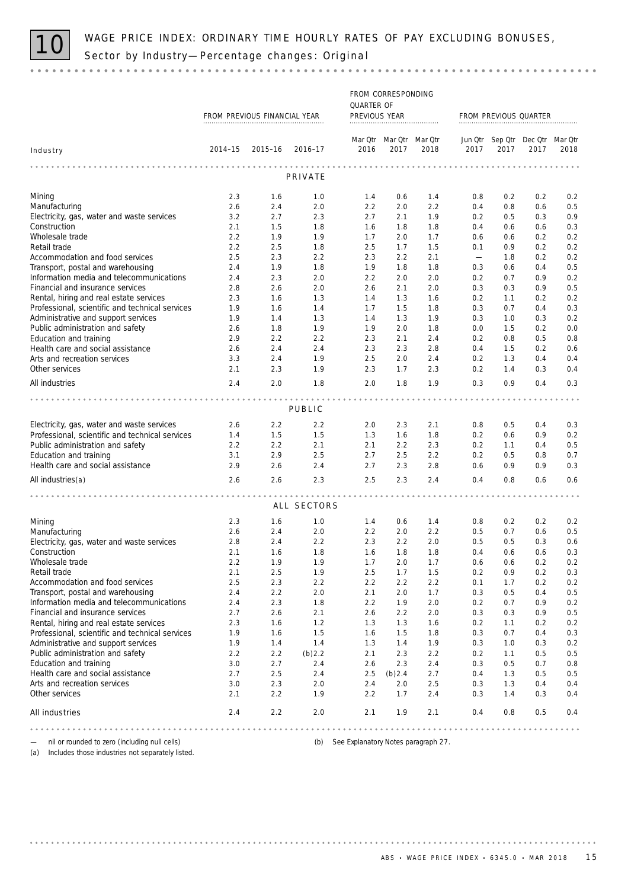# 10 WAGE PRICE INDEX: ORDINARY TIME HOURLY RATES OF PAY EXCLUDING BONUSES, Sector by Industry—Percentage changes: Original

| Industry | FROM PREVIOUS FINANCIAL YEAR | | | FROM CORRESPONDING QUARTER OF PREVIOUS YEAR | | | FROM PREVIOUS QUARTER | | | |
|---|---|---|---|---|---|---|---|---|---|---|
| | 2014–15 | 2015–16 | 2016–17 | Mar Qtr 2016 | Mar Qtr 2017 | Mar Qtr 2018 | Jun Qtr 2017 | Sep Qtr 2017 | Dec Qtr 2017 | Mar Qtr 2018 |
| **PRIVATE** | | | | | | | | | | |
| Mining | 2.3 | 1.6 | 1.0 | 1.4 | 0.6 | 1.4 | 0.8 | 0.2 | 0.2 | 0.2 |
| Manufacturing | 2.6 | 2.4 | 2.0 | 2.2 | 2.0 | 2.2 | 0.4 | 0.8 | 0.6 | 0.5 |
| Electricity, gas, water and waste services | 3.2 | 2.7 | 2.3 | 2.7 | 2.1 | 1.9 | 0.2 | 0.5 | 0.3 | 0.9 |
| Construction | 2.1 | 1.5 | 1.8 | 1.6 | 1.8 | 1.8 | 0.4 | 0.6 | 0.6 | 0.3 |
| Wholesale trade | 2.2 | 1.9 | 1.9 | 1.7 | 2.0 | 1.7 | 0.6 | 0.6 | 0.2 | 0.2 |
| Retail trade | 2.2 | 2.5 | 1.8 | 2.5 | 1.7 | 1.5 | 0.1 | 0.9 | 0.2 | 0.2 |
| Accommodation and food services | 2.5 | 2.3 | 2.2 | 2.3 | 2.2 | 2.1 | — | 1.8 | 0.2 | 0.2 |
| Transport, postal and warehousing | 2.4 | 1.9 | 1.8 | 1.9 | 1.8 | 1.8 | 0.3 | 0.6 | 0.4 | 0.5 |
| Information media and telecommunications | 2.4 | 2.3 | 2.0 | 2.2 | 2.0 | 2.0 | 0.2 | 0.7 | 0.9 | 0.2 |
| Financial and insurance services | 2.8 | 2.6 | 2.0 | 2.6 | 2.1 | 2.0 | 0.3 | 0.3 | 0.9 | 0.5 |
| Rental, hiring and real estate services | 2.3 | 1.6 | 1.3 | 1.4 | 1.3 | 1.6 | 0.2 | 1.1 | 0.2 | 0.2 |
| Professional, scientific and technical services | 1.9 | 1.6 | 1.4 | 1.7 | 1.5 | 1.8 | 0.3 | 0.7 | 0.4 | 0.3 |
| Administrative and support services | 1.9 | 1.4 | 1.3 | 1.4 | 1.3 | 1.9 | 0.3 | 1.0 | 0.3 | 0.2 |
| Public administration and safety | 2.6 | 1.8 | 1.9 | 1.9 | 2.0 | 1.8 | 0.0 | 1.5 | 0.2 | 0.0 |
| Education and training | 2.9 | 2.2 | 2.2 | 2.3 | 2.1 | 2.4 | 0.2 | 0.8 | 0.5 | 0.8 |
| Health care and social assistance | 2.6 | 2.4 | 2.4 | 2.3 | 2.3 | 2.8 | 0.4 | 1.5 | 0.2 | 0.6 |
| Arts and recreation services | 3.3 | 2.4 | 1.9 | 2.5 | 2.0 | 2.4 | 0.2 | 1.3 | 0.4 | 0.4 |
| Other services | 2.1 | 2.3 | 1.9 | 2.3 | 1.7 | 2.3 | 0.2 | 1.4 | 0.3 | 0.4 |
| All industries | 2.4 | 2.0 | 1.8 | 2.0 | 1.8 | 1.9 | 0.3 | 0.9 | 0.4 | 0.3 |
| **PUBLIC** | | | | | | | | | | |
| Electricity, gas, water and waste services | 2.6 | 2.2 | 2.2 | 2.0 | 2.3 | 2.1 | 0.8 | 0.5 | 0.4 | 0.3 |
| Professional, scientific and technical services | 1.4 | 1.5 | 1.5 | 1.3 | 1.6 | 1.8 | 0.2 | 0.6 | 0.9 | 0.2 |
| Public administration and safety | 2.2 | 2.2 | 2.1 | 2.1 | 2.2 | 2.3 | 0.2 | 1.1 | 0.4 | 0.5 |
| Education and training | 3.1 | 2.9 | 2.5 | 2.7 | 2.5 | 2.2 | 0.2 | 0.5 | 0.8 | 0.7 |
| Health care and social assistance | 2.9 | 2.6 | 2.4 | 2.7 | 2.3 | 2.8 | 0.6 | 0.9 | 0.9 | 0.3 |
| All industries(a) | 2.6 | 2.6 | 2.3 | 2.5 | 2.3 | 2.4 | 0.4 | 0.8 | 0.6 | 0.6 |
| **ALL SECTORS** | | | | | | | | | | |
| Mining | 2.3 | 1.6 | 1.0 | 1.4 | 0.6 | 1.4 | 0.8 | 0.2 | 0.2 | 0.2 |
| Manufacturing | 2.6 | 2.4 | 2.0 | 2.2 | 2.0 | 2.2 | 0.5 | 0.7 | 0.6 | 0.5 |
| Electricity, gas, water and waste services | 2.8 | 2.4 | 2.2 | 2.3 | 2.2 | 2.0 | 0.5 | 0.5 | 0.3 | 0.6 |
| Construction | 2.1 | 1.6 | 1.8 | 1.6 | 1.8 | 1.8 | 0.4 | 0.6 | 0.6 | 0.3 |
| Wholesale trade | 2.2 | 1.9 | 1.9 | 1.7 | 2.0 | 1.7 | 0.6 | 0.6 | 0.2 | 0.2 |
| Retail trade | 2.1 | 2.5 | 1.9 | 2.5 | 1.7 | 1.5 | 0.2 | 0.9 | 0.2 | 0.3 |
| Accommodation and food services | 2.5 | 2.3 | 2.2 | 2.2 | 2.2 | 2.2 | 0.1 | 1.7 | 0.2 | 0.2 |
| Transport, postal and warehousing | 2.4 | 2.2 | 2.0 | 2.1 | 2.0 | 1.7 | 0.3 | 0.5 | 0.4 | 0.5 |
| Information media and telecommunications | 2.4 | 2.3 | 1.8 | 2.2 | 1.9 | 2.0 | 0.2 | 0.7 | 0.9 | 0.2 |
| Financial and insurance services | 2.7 | 2.6 | 2.1 | 2.6 | 2.2 | 2.0 | 0.3 | 0.3 | 0.9 | 0.5 |
| Rental, hiring and real estate services | 2.3 | 1.6 | 1.2 | 1.3 | 1.3 | 1.6 | 0.2 | 1.1 | 0.2 | 0.2 |
| Professional, scientific and technical services | 1.9 | 1.6 | 1.5 | 1.6 | 1.5 | 1.8 | 0.3 | 0.7 | 0.4 | 0.3 |
| Administrative and support services | 1.9 | 1.4 | 1.4 | 1.3 | 1.4 | 1.9 | 0.3 | 1.0 | 0.3 | 0.2 |
| Public administration and safety | 2.2 | 2.2 | (b)2.2 | 2.1 | 2.3 | 2.2 | 0.2 | 1.1 | 0.5 | 0.5 |
| Education and training | 3.0 | 2.7 | 2.4 | 2.6 | 2.3 | 2.4 | 0.3 | 0.5 | 0.7 | 0.8 |
| Health care and social assistance | 2.7 | 2.5 | 2.4 | 2.5 | (b)2.4 | 2.7 | 0.4 | 1.3 | 0.5 | 0.5 |
| Arts and recreation services | 3.0 | 2.3 | 2.0 | 2.4 | 2.0 | 2.5 | 0.3 | 1.3 | 0.4 | 0.4 |
| Other services | 2.1 | 2.2 | 1.9 | 2.2 | 1.7 | 2.4 | 0.3 | 1.4 | 0.3 | 0.4 |
| All industries | 2.4 | 2.2 | 2.0 | 2.1 | 1.9 | 2.1 | 0.4 | 0.8 | 0.5 | 0.4 |

— nil or rounded to zero (including null cells)

(a) Includes those industries not separately listed.

(b) See Explanatory Notes paragraph 27.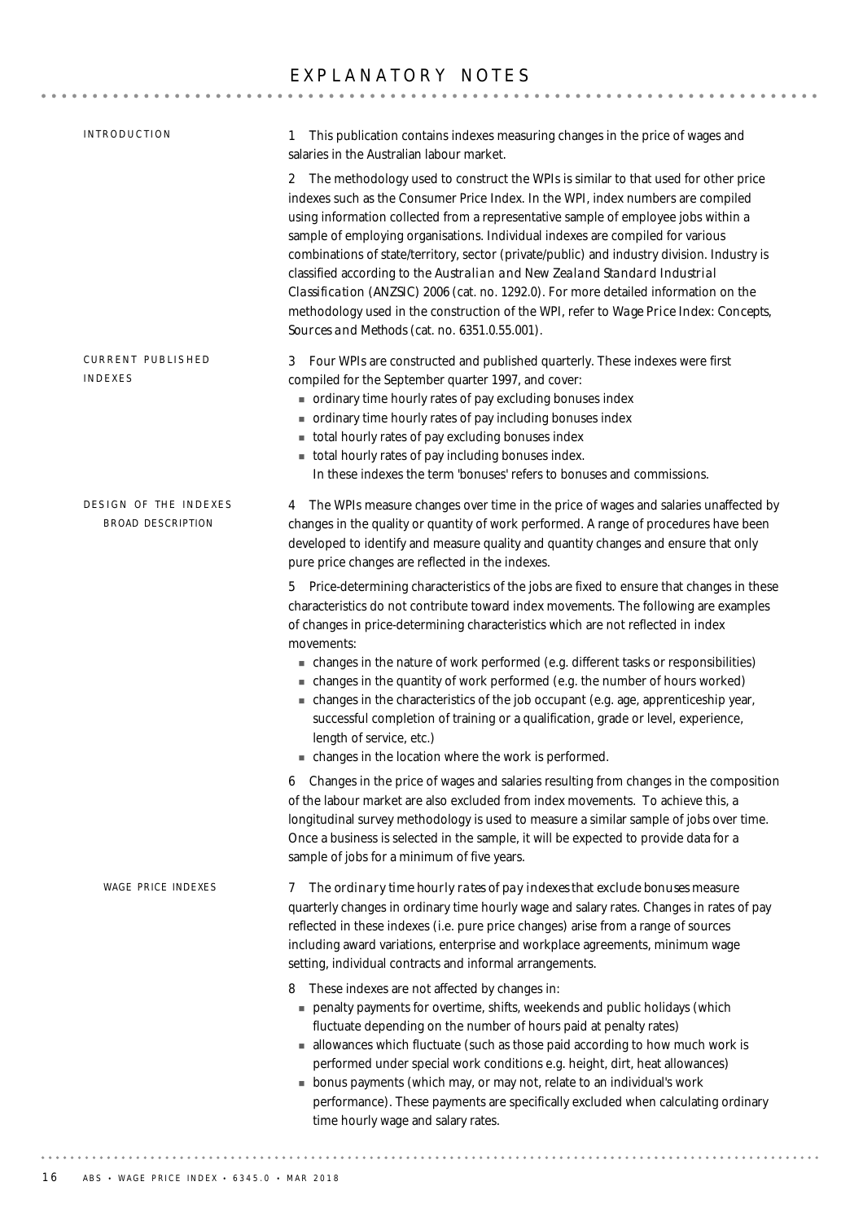# EXPLANATORY NOTES

## INTRODUCTION

1 This publication contains indexes measuring changes in the price of wages and salaries in the Australian labour market.

2 The methodology used to construct the WPIs is similar to that used for other price indexes such as the Consumer Price Index. In the WPI, index numbers are compiled using information collected from a representative sample of employee jobs within a sample of employing organisations. Individual indexes are compiled for various combinations of state/territory, sector (private/public) and industry division. Industry is classified according to the *Australian and New Zealand Standard Industrial Classification (ANZSIC) 2006* (cat. no. 1292.0). For more detailed information on the methodology used in the construction of the WPI, refer to *Wage Price Index: Concepts, Sources and Methods* (cat. no. 6351.0.55.001).

## CURRENT PUBLISHED INDEXES

3 Four WPIs are constructed and published quarterly. These indexes were first compiled for the September quarter 1997, and cover:

- ordinary time hourly rates of pay excluding bonuses index
- ordinary time hourly rates of pay including bonuses index
- total hourly rates of pay excluding bonuses index
- total hourly rates of pay including bonuses index.

In these indexes the term 'bonuses' refers to bonuses and commissions.

## DESIGN OF THE INDEXES

### BROAD DESCRIPTION

4 The WPIs measure changes over time in the price of wages and salaries unaffected by changes in the quality or quantity of work performed. A range of procedures have been developed to identify and measure quality and quantity changes and ensure that only pure price changes are reflected in the indexes.

5 Price-determining characteristics of the jobs are fixed to ensure that changes in these characteristics do not contribute toward index movements. The following are examples of changes in price-determining characteristics which are not reflected in index movements:

- changes in the nature of work performed (e.g. different tasks or responsibilities)
- changes in the quantity of work performed (e.g. the number of hours worked)
- changes in the characteristics of the job occupant (e.g. age, apprenticeship year, successful completion of training or a qualification, grade or level, experience, length of service, etc.)
- changes in the location where the work is performed.

6 Changes in the price of wages and salaries resulting from changes in the composition of the labour market are also excluded from index movements. To achieve this, a longitudinal survey methodology is used to measure a similar sample of jobs over time. Once a business is selected in the sample, it will be expected to provide data for a sample of jobs for a minimum of five years.

### WAGE PRICE INDEXES

7 The *ordinary time hourly rates of pay indexes* that *exclude bonuses* measure quarterly changes in ordinary time hourly wage and salary rates. Changes in rates of pay reflected in these indexes (i.e. pure price changes) arise from a range of sources including award variations, enterprise and workplace agreements, minimum wage setting, individual contracts and informal arrangements.

8 These indexes are not affected by changes in:

- penalty payments for overtime, shifts, weekends and public holidays (which fluctuate depending on the number of hours paid at penalty rates)
- allowances which fluctuate (such as those paid according to how much work is performed under special work conditions e.g. height, dirt, heat allowances)
- bonus payments (which may, or may not, relate to an individual's work performance). These payments are specifically excluded when calculating ordinary time hourly wage and salary rates.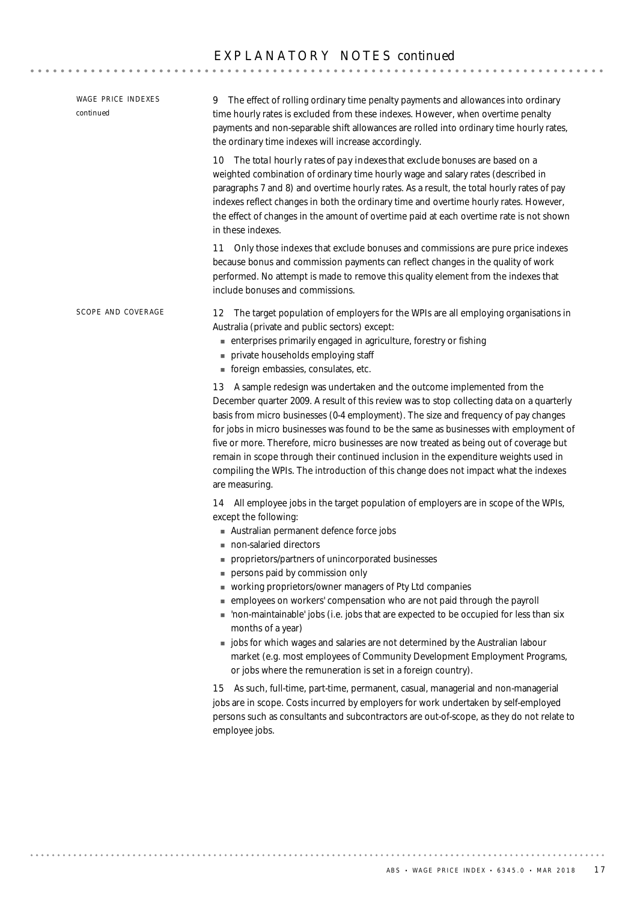## WAGE PRICE INDEXES *continued*

9 The effect of rolling ordinary time penalty payments and allowances into ordinary time hourly rates is excluded from these indexes. However, when overtime penalty payments and non-separable shift allowances are rolled into ordinary time hourly rates, the ordinary time indexes will increase accordingly.

10 The *total hourly rates of pay indexes* that exclude bonuses are based on a weighted combination of ordinary time hourly wage and salary rates (described in paragraphs 7 and 8) and overtime hourly rates. As a result, the total hourly rates of pay indexes reflect changes in both the ordinary time and overtime hourly rates. However, the effect of changes in the amount of overtime paid at each overtime rate is not shown in these indexes.

11 Only those indexes that exclude bonuses and commissions are pure price indexes because bonus and commission payments can reflect changes in the quality of work performed. No attempt is made to remove this quality element from the indexes that include bonuses and commissions.

## SCOPE AND COVERAGE

12 The target population of employers for the WPIs are all employing organisations in Australia (private and public sectors) except:

- enterprises primarily engaged in agriculture, forestry or fishing
- private households employing staff
- foreign embassies, consulates, etc.

13 A sample redesign was undertaken and the outcome implemented from the December quarter 2009. A result of this review was to stop collecting data on a quarterly basis from micro businesses (0-4 employment). The size and frequency of pay changes for jobs in micro businesses was found to be the same as businesses with employment of five or more. Therefore, micro businesses are now treated as being out of coverage but remain in scope through their continued inclusion in the expenditure weights used in compiling the WPIs. The introduction of this change does not impact what the indexes are measuring.

14 All employee jobs in the target population of employers are in scope of the WPIs, except the following:

- Australian permanent defence force jobs
- non-salaried directors
- proprietors/partners of unincorporated businesses
- persons paid by commission only
- working proprietors/owner managers of Pty Ltd companies
- employees on workers' compensation who are not paid through the payroll
- 'non-maintainable' jobs (i.e. jobs that are expected to be occupied for less than six months of a year)
- jobs for which wages and salaries are not determined by the Australian labour market (e.g. most employees of Community Development Employment Programs, or jobs where the remuneration is set in a foreign country).

15 As such, full-time, part-time, permanent, casual, managerial and non-managerial jobs are in scope. Costs incurred by employers for work undertaken by self-employed persons such as consultants and subcontractors are out-of-scope, as they do not relate to employee jobs.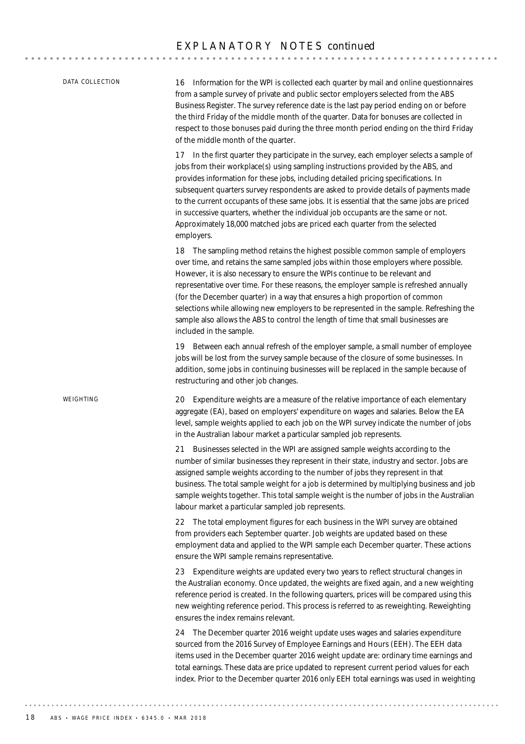## EXPLANATORY NOTES *continued*

### DATA COLLECTION

16 Information for the WPI is collected each quarter by mail and online questionnaires from a sample survey of private and public sector employers selected from the ABS Business Register. The survey reference date is the last pay period ending on or before the third Friday of the middle month of the quarter. Data for bonuses are collected in respect to those bonuses paid during the three month period ending on the third Friday of the middle month of the quarter.

17 In the first quarter they participate in the survey, each employer selects a sample of jobs from their workplace(s) using sampling instructions provided by the ABS, and provides information for these jobs, including detailed pricing specifications. In subsequent quarters survey respondents are asked to provide details of payments made to the current occupants of these same jobs. It is essential that the same jobs are priced in successive quarters, whether the individual job occupants are the same or not. Approximately 18,000 matched jobs are priced each quarter from the selected employers.

18 The sampling method retains the highest possible common sample of employers over time, and retains the same sampled jobs within those employers where possible. However, it is also necessary to ensure the WPIs continue to be relevant and representative over time. For these reasons, the employer sample is refreshed annually (for the December quarter) in a way that ensures a high proportion of common selections while allowing new employers to be represented in the sample. Refreshing the sample also allows the ABS to control the length of time that small businesses are included in the sample.

19 Between each annual refresh of the employer sample, a small number of employee jobs will be lost from the survey sample because of the closure of some businesses. In addition, some jobs in continuing businesses will be replaced in the sample because of restructuring and other job changes.

### WEIGHTING

20 Expenditure weights are a measure of the relative importance of each elementary aggregate (EA), based on employers' expenditure on wages and salaries. Below the EA level, sample weights applied to each job on the WPI survey indicate the number of jobs in the Australian labour market a particular sampled job represents.

21 Businesses selected in the WPI are assigned sample weights according to the number of similar businesses they represent in their state, industry and sector. Jobs are assigned sample weights according to the number of jobs they represent in that business. The total sample weight for a job is determined by multiplying business and job sample weights together. This total sample weight is the number of jobs in the Australian labour market a particular sampled job represents.

22 The total employment figures for each business in the WPI survey are obtained from providers each September quarter. Job weights are updated based on these employment data and applied to the WPI sample each December quarter. These actions ensure the WPI sample remains representative.

23 Expenditure weights are updated every two years to reflect structural changes in the Australian economy. Once updated, the weights are fixed again, and a new weighting reference period is created. In the following quarters, prices will be compared using this new weighting reference period. This process is referred to as reweighting. Reweighting ensures the index remains relevant.

24 The December quarter 2016 weight update uses wages and salaries expenditure sourced from the 2016 Survey of Employee Earnings and Hours (EEH). The EEH data items used in the December quarter 2016 weight update are: ordinary time earnings and total earnings. These data are price updated to represent current period values for each index. Prior to the December quarter 2016 only EEH total earnings was used in weighting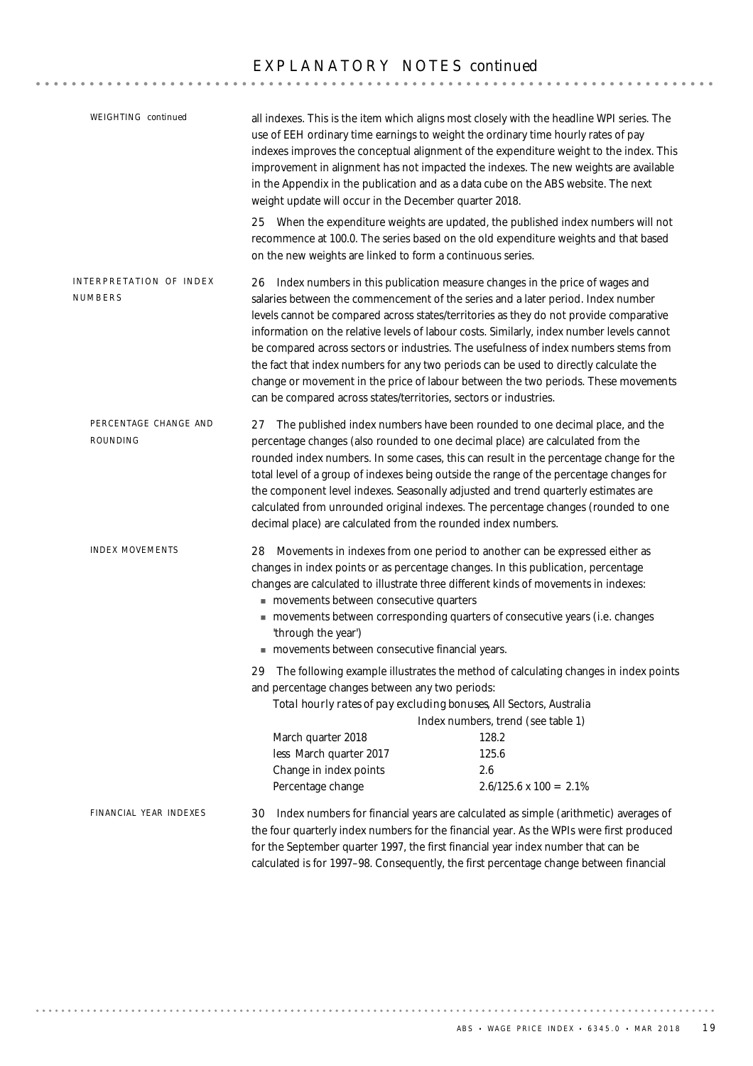# EXPLANATORY NOTES *continued*

*WEIGHTING continued*

all indexes. This is the item which aligns most closely with the headline WPI series. The use of EEH ordinary time earnings to weight the ordinary time hourly rates of pay indexes improves the conceptual alignment of the expenditure weight to the index. This improvement in alignment has not impacted the indexes. The new weights are available in the Appendix in the publication and as a data cube on the ABS website. The next weight update will occur in the December quarter 2018.

25 When the expenditure weights are updated, the published index numbers will not recommence at 100.0. The series based on the old expenditure weights and that based on the new weights are linked to form a continuous series.

## INTERPRETATION OF INDEX NUMBERS

26 Index numbers in this publication measure changes in the price of wages and salaries between the commencement of the series and a later period. Index number levels cannot be compared across states/territories as they do not provide comparative information on the relative levels of labour costs. Similarly, index number levels cannot be compared across sectors or industries. The usefulness of index numbers stems from the fact that index numbers for any two periods can be used to directly calculate the change or movement in the price of labour between the two periods. These movements can be compared across states/territories, sectors or industries.

### PERCENTAGE CHANGE AND ROUNDING

27 The published index numbers have been rounded to one decimal place, and the percentage changes (also rounded to one decimal place) are calculated from the rounded index numbers. In some cases, this can result in the percentage change for the total level of a group of indexes being outside the range of the percentage changes for the component level indexes. Seasonally adjusted and trend quarterly estimates are calculated from unrounded original indexes. The percentage changes (rounded to one decimal place) are calculated from the rounded index numbers.

### INDEX MOVEMENTS

28 Movements in indexes from one period to another can be expressed either as changes in index points or as percentage changes. In this publication, percentage changes are calculated to illustrate three different kinds of movements in indexes:

- movements between consecutive quarters
- movements between corresponding quarters of consecutive years (i.e. changes 'through the year')
- movements between consecutive financial years.

29 The following example illustrates the method of calculating changes in index points and percentage changes between any two periods:

*Total hourly rates of pay excluding bonuses*, All Sectors, Australia

| | Index numbers, trend (see table 1) |
|---|---|
| March quarter 2018 | 128.2 |
| *less* March quarter 2017 | 125.6 |
| Change in index points | 2.6 |
| Percentage change | 2.6/125.6 x 100 = 2.1% |

### FINANCIAL YEAR INDEXES

30 Index numbers for financial years are calculated as simple (arithmetic) averages of the four quarterly index numbers for the financial year. As the WPIs were first produced for the September quarter 1997, the first financial year index number that can be calculated is for 1997–98. Consequently, the first percentage change between financial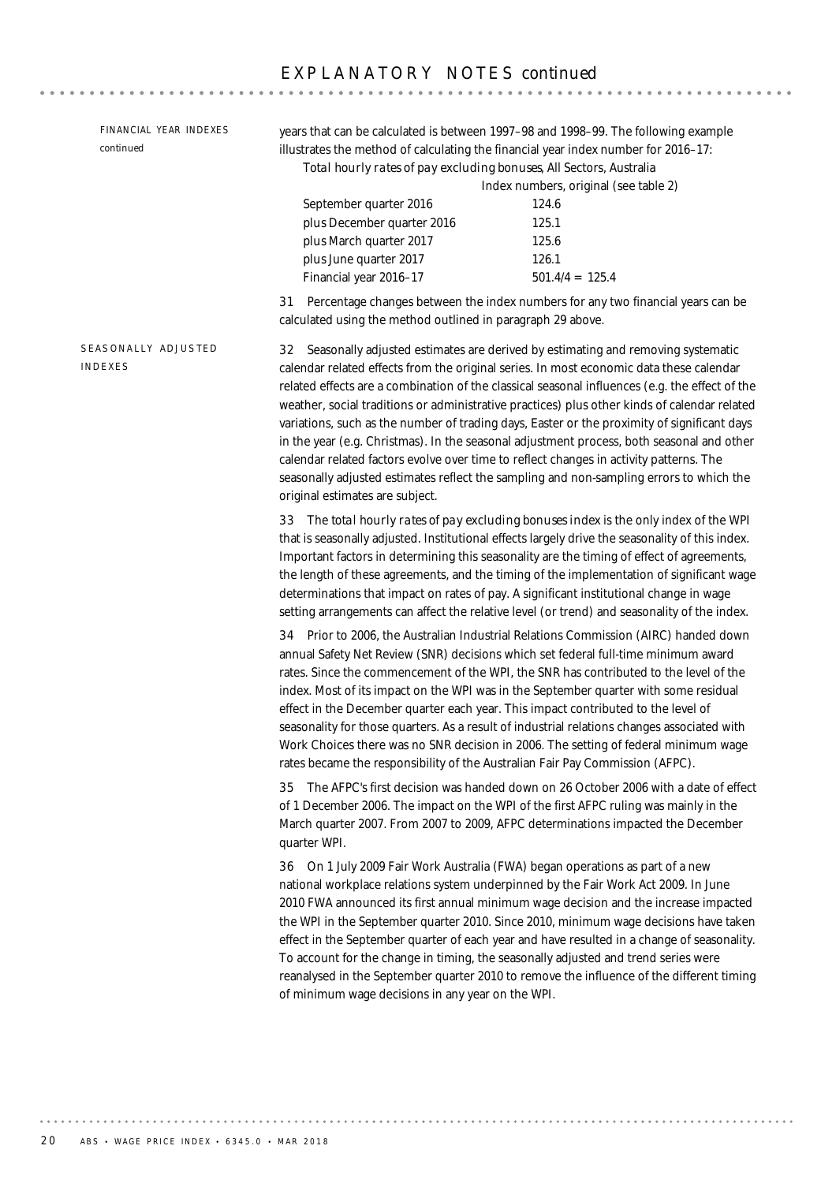## FINANCIAL YEAR INDEXES *continued*

years that can be calculated is between 1997–98 and 1998–99. The following example illustrates the method of calculating the financial year index number for 2016–17:

*Total hourly rates of pay excluding bonuses*, All Sectors, Australia

| | Index numbers, original (see table 2) |
|---|---|
| September quarter 2016 | 124.6 |
| plus December quarter 2016 | 125.1 |
| plus March quarter 2017 | 125.6 |
| plus June quarter 2017 | 126.1 |
| Financial year 2016–17 | 501.4/4 = 125.4 |

31 Percentage changes between the index numbers for any two financial years can be calculated using the method outlined in paragraph 29 above.

## SEASONALLY ADJUSTED INDEXES

32 Seasonally adjusted estimates are derived by estimating and removing systematic calendar related effects from the original series. In most economic data these calendar related effects are a combination of the classical seasonal influences (e.g. the effect of the weather, social traditions or administrative practices) plus other kinds of calendar related variations, such as the number of trading days, Easter or the proximity of significant days in the year (e.g. Christmas). In the seasonal adjustment process, both seasonal and other calendar related factors evolve over time to reflect changes in activity patterns. The seasonally adjusted estimates reflect the sampling and non-sampling errors to which the original estimates are subject.

33 The *total hourly rates of pay excluding bonuses* index is the only index of the WPI that is seasonally adjusted. Institutional effects largely drive the seasonality of this index. Important factors in determining this seasonality are the timing of effect of agreements, the length of these agreements, and the timing of the implementation of significant wage determinations that impact on rates of pay. A significant institutional change in wage setting arrangements can affect the relative level (or trend) and seasonality of the index.

34 Prior to 2006, the Australian Industrial Relations Commission (AIRC) handed down annual Safety Net Review (SNR) decisions which set federal full-time minimum award rates. Since the commencement of the WPI, the SNR has contributed to the level of the index. Most of its impact on the WPI was in the September quarter with some residual effect in the December quarter each year. This impact contributed to the level of seasonality for those quarters. As a result of industrial relations changes associated with Work Choices there was no SNR decision in 2006. The setting of federal minimum wage rates became the responsibility of the Australian Fair Pay Commission (AFPC).

35 The AFPC's first decision was handed down on 26 October 2006 with a date of effect of 1 December 2006. The impact on the WPI of the first AFPC ruling was mainly in the March quarter 2007. From 2007 to 2009, AFPC determinations impacted the December quarter WPI.

36 On 1 July 2009 Fair Work Australia (FWA) began operations as part of a new national workplace relations system underpinned by the Fair Work Act 2009. In June 2010 FWA announced its first annual minimum wage decision and the increase impacted the WPI in the September quarter 2010. Since 2010, minimum wage decisions have taken effect in the September quarter of each year and have resulted in a change of seasonality. To account for the change in timing, the seasonally adjusted and trend series were reanalysed in the September quarter 2010 to remove the influence of the different timing of minimum wage decisions in any year on the WPI.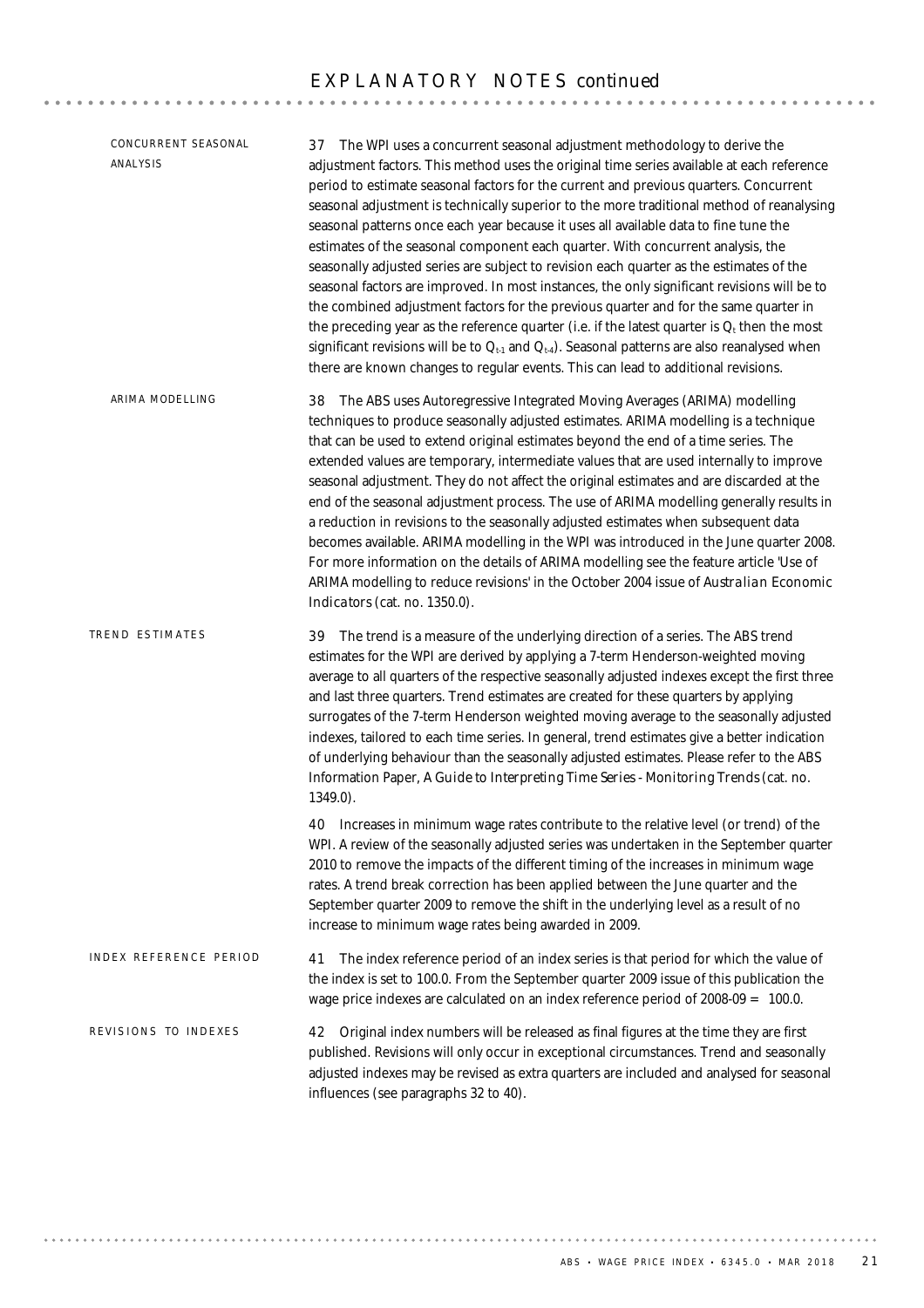## EXPLANATORY NOTES *continued*

### CONCURRENT SEASONAL ANALYSIS

37 The WPI uses a concurrent seasonal adjustment methodology to derive the adjustment factors. This method uses the original time series available at each reference period to estimate seasonal factors for the current and previous quarters. Concurrent seasonal adjustment is technically superior to the more traditional method of reanalysing seasonal patterns once each year because it uses all available data to fine tune the estimates of the seasonal component each quarter. With concurrent analysis, the seasonally adjusted series are subject to revision each quarter as the estimates of the seasonal factors are improved. In most instances, the only significant revisions will be to the combined adjustment factors for the previous quarter and for the same quarter in the preceding year as the reference quarter (i.e. if the latest quarter is $Q_t$ then the most significant revisions will be to $Q_{t-1}$ and $Q_{t-4}$). Seasonal patterns are also reanalysed when there are known changes to regular events. This can lead to additional revisions.

### ARIMA MODELLING

38 The ABS uses Autoregressive Integrated Moving Averages (ARIMA) modelling techniques to produce seasonally adjusted estimates. ARIMA modelling is a technique that can be used to extend original estimates beyond the end of a time series. The extended values are temporary, intermediate values that are used internally to improve seasonal adjustment. They do not affect the original estimates and are discarded at the end of the seasonal adjustment process. The use of ARIMA modelling generally results in a reduction in revisions to the seasonally adjusted estimates when subsequent data becomes available. ARIMA modelling in the WPI was introduced in the June quarter 2008. For more information on the details of ARIMA modelling see the feature article 'Use of ARIMA modelling to reduce revisions' in the October 2004 issue of *Australian Economic Indicators* (cat. no. 1350.0).

### TREND ESTIMATES

39 The trend is a measure of the underlying direction of a series. The ABS trend estimates for the WPI are derived by applying a 7-term Henderson-weighted moving average to all quarters of the respective seasonally adjusted indexes except the first three and last three quarters. Trend estimates are created for these quarters by applying surrogates of the 7-term Henderson weighted moving average to the seasonally adjusted indexes, tailored to each time series. In general, trend estimates give a better indication of underlying behaviour than the seasonally adjusted estimates. Please refer to the ABS Information Paper, *A Guide to Interpreting Time Series - Monitoring Trends* (cat. no. 1349.0).

40 Increases in minimum wage rates contribute to the relative level (or trend) of the WPI. A review of the seasonally adjusted series was undertaken in the September quarter 2010 to remove the impacts of the different timing of the increases in minimum wage rates. A trend break correction has been applied between the June quarter and the September quarter 2009 to remove the shift in the underlying level as a result of no increase to minimum wage rates being awarded in 2009.

### INDEX REFERENCE PERIOD

41 The index reference period of an index series is that period for which the value of the index is set to 100.0. From the September quarter 2009 issue of this publication the wage price indexes are calculated on an index reference period of 2008-09 = 100.0.

### REVISIONS TO INDEXES

42 Original index numbers will be released as final figures at the time they are first published. Revisions will only occur in exceptional circumstances. Trend and seasonally adjusted indexes may be revised as extra quarters are included and analysed for seasonal influences (see paragraphs 32 to 40).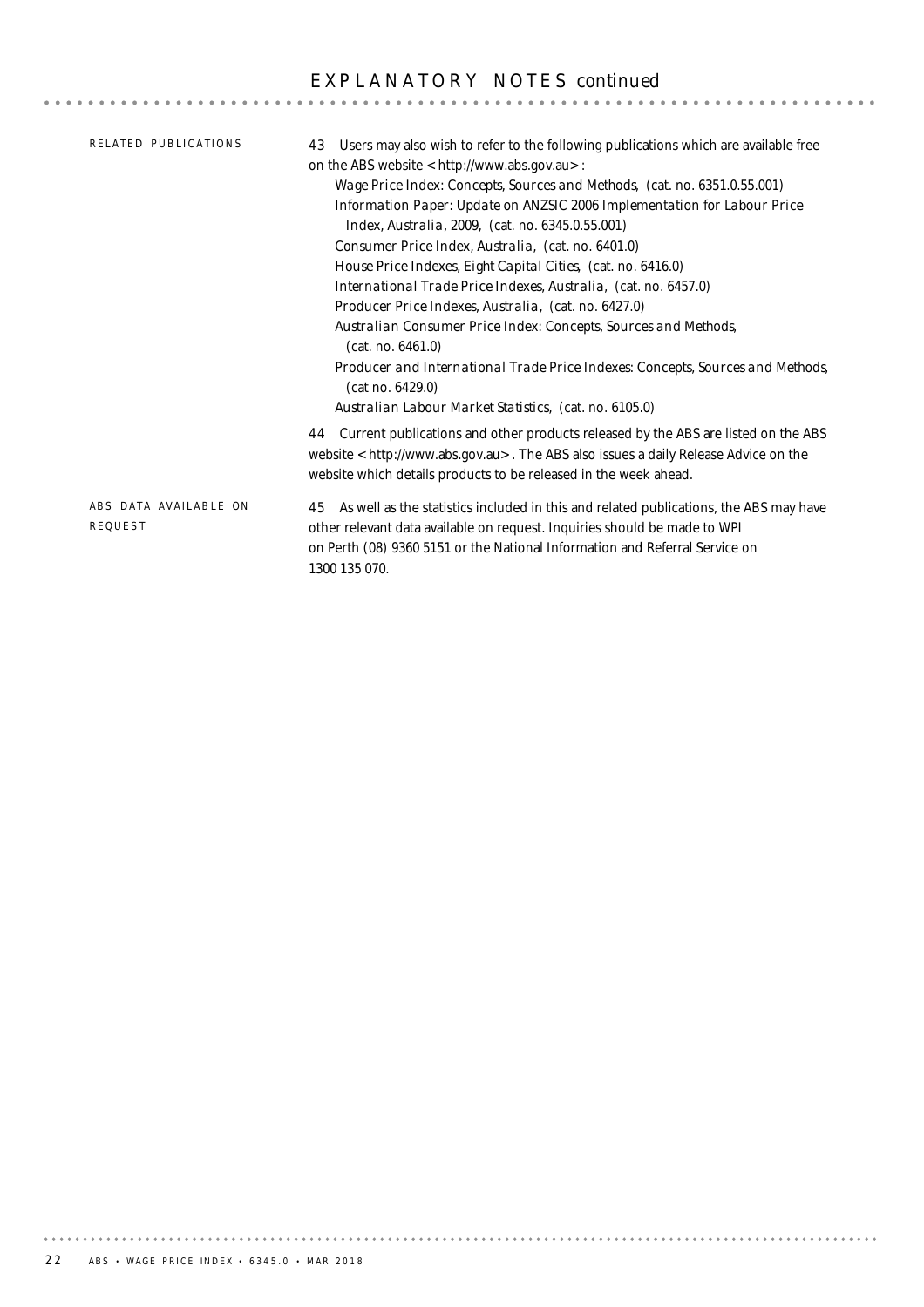# EXPLANATORY NOTES *continued*

## RELATED PUBLICATIONS

43 Users may also wish to refer to the following publications which are available free on the ABS website <http://www.abs.gov.au>:

- *Wage Price Index: Concepts, Sources and Methods,* (cat. no. 6351.0.55.001)
- *Information Paper: Update on ANZSIC 2006 Implementation for Labour Price Index, Australia, 2009,* (cat. no. 6345.0.55.001)
- *Consumer Price Index, Australia,* (cat. no. 6401.0)
- *House Price Indexes, Eight Capital Cities,* (cat. no. 6416.0)
- *International Trade Price Indexes, Australia,* (cat. no. 6457.0)
- *Producer Price Indexes, Australia,* (cat. no. 6427.0)
- *Australian Consumer Price Index: Concepts, Sources and Methods,* (cat. no. 6461.0)
- *Producer and International Trade Price Indexes: Concepts, Sources and Methods,* (cat no. 6429.0)
- *Australian Labour Market Statistics,* (cat. no. 6105.0)

44 Current publications and other products released by the ABS are listed on the ABS website <http://www.abs.gov.au>. The ABS also issues a daily Release Advice on the website which details products to be released in the week ahead.

## ABS DATA AVAILABLE ON REQUEST

45 As well as the statistics included in this and related publications, the ABS may have other relevant data available on request. Inquiries should be made to WPI on Perth (08) 9360 5151 or the National Information and Referral Service on 1300 135 070.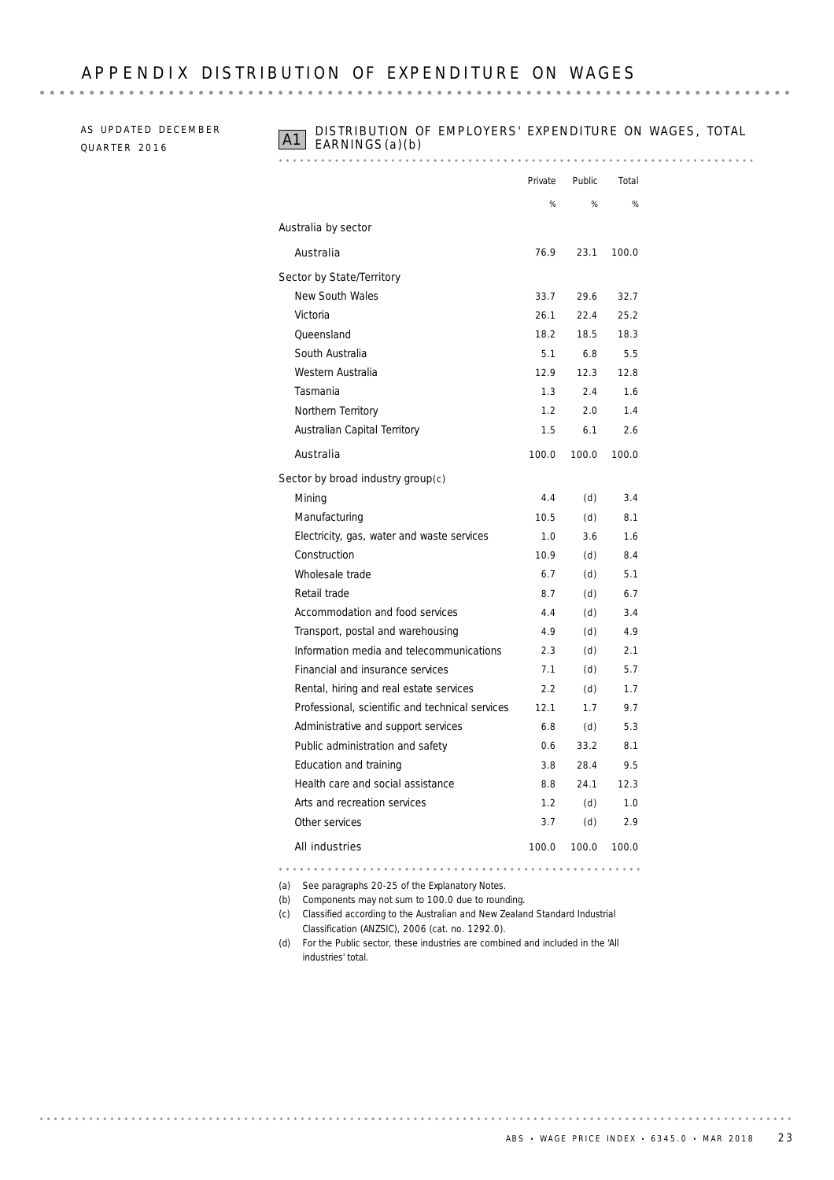# APPENDIX DISTRIBUTION OF EXPENDITURE ON WAGES

AS UPDATED DECEMBER QUARTER 2016

## A1 DISTRIBUTION OF EMPLOYERS' EXPENDITURE ON WAGES, TOTAL EARNINGS(a)(b)

| | Private | Public | Total |
|---|---|---|---|
| | % | % | % |
| **Australia by sector** | | | |
| Australia | 76.9 | 23.1 | 100.0 |
| **Sector by State/Territory** | | | |
| New South Wales | 33.7 | 29.6 | 32.7 |
| Victoria | 26.1 | 22.4 | 25.2 |
| Queensland | 18.2 | 18.5 | 18.3 |
| South Australia | 5.1 | 6.8 | 5.5 |
| Western Australia | 12.9 | 12.3 | 12.8 |
| Tasmania | 1.3 | 2.4 | 1.6 |
| Northern Territory | 1.2 | 2.0 | 1.4 |
| Australian Capital Territory | 1.5 | 6.1 | 2.6 |
| Australia | 100.0 | 100.0 | 100.0 |
| **Sector by broad industry group(c)** | | | |
| Mining | 4.4 | (d) | 3.4 |
| Manufacturing | 10.5 | (d) | 8.1 |
| Electricity, gas, water and waste services | 1.0 | 3.6 | 1.6 |
| Construction | 10.9 | (d) | 8.4 |
| Wholesale trade | 6.7 | (d) | 5.1 |
| Retail trade | 8.7 | (d) | 6.7 |
| Accommodation and food services | 4.4 | (d) | 3.4 |
| Transport, postal and warehousing | 4.9 | (d) | 4.9 |
| Information media and telecommunications | 2.3 | (d) | 2.1 |
| Financial and insurance services | 7.1 | (d) | 5.7 |
| Rental, hiring and real estate services | 2.2 | (d) | 1.7 |
| Professional, scientific and technical services | 12.1 | 1.7 | 9.7 |
| Administrative and support services | 6.8 | (d) | 5.3 |
| Public administration and safety | 0.6 | 33.2 | 8.1 |
| Education and training | 3.8 | 28.4 | 9.5 |
| Health care and social assistance | 8.8 | 24.1 | 12.3 |
| Arts and recreation services | 1.2 | (d) | 1.0 |
| Other services | 3.7 | (d) | 2.9 |
| All industries | 100.0 | 100.0 | 100.0 |

(a) See paragraphs 20-25 of the Explanatory Notes.

(b) Components may not sum to 100.0 due to rounding.

(c) Classified according to the Australian and New Zealand Standard Industrial Classification (ANZSIC), 2006 (cat. no. 1292.0).

(d) For the Public sector, these industries are combined and included in the 'All industries' total.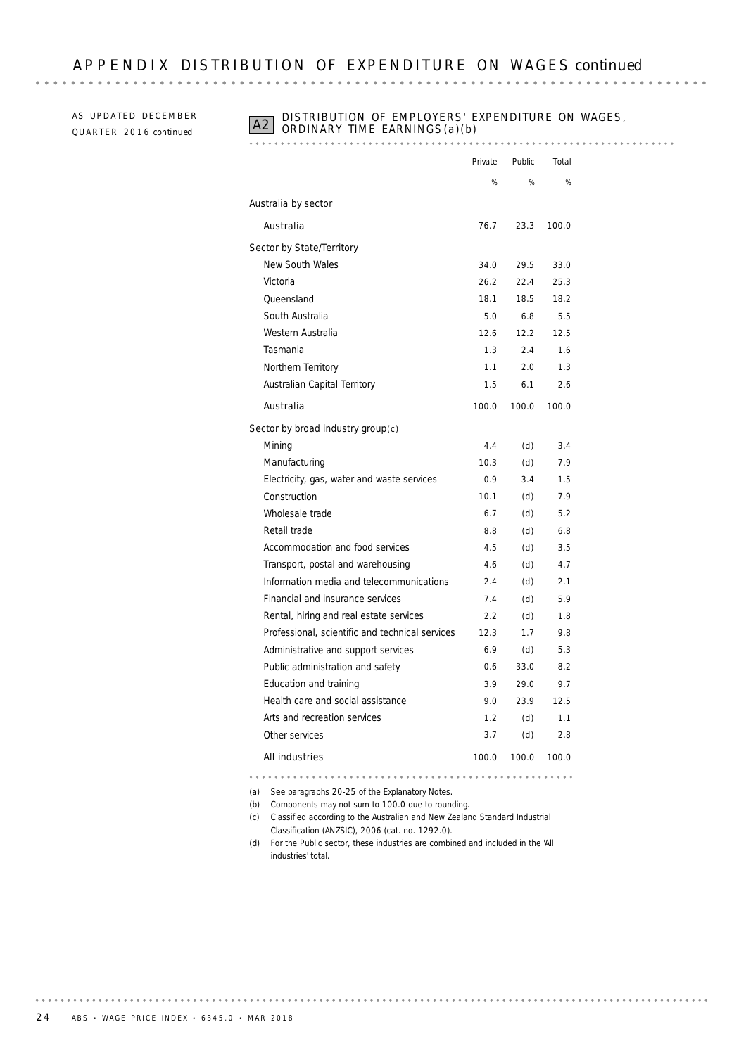## APPENDIX DISTRIBUTION OF EXPENDITURE ON WAGES *continued*

AS UPDATED DECEMBER QUARTER 2016 *continued*

### A2 DISTRIBUTION OF EMPLOYERS' EXPENDITURE ON WAGES, ORDINARY TIME EARNINGS(a)(b)

| | Private | Public | Total |
|---|---|---|---|
| | % | % | % |
| **Australia by sector** | | | |
| Australia | 76.7 | 23.3 | 100.0 |
| **Sector by State/Territory** | | | |
| New South Wales | 34.0 | 29.5 | 33.0 |
| Victoria | 26.2 | 22.4 | 25.3 |
| Queensland | 18.1 | 18.5 | 18.2 |
| South Australia | 5.0 | 6.8 | 5.5 |
| Western Australia | 12.6 | 12.2 | 12.5 |
| Tasmania | 1.3 | 2.4 | 1.6 |
| Northern Territory | 1.1 | 2.0 | 1.3 |
| Australian Capital Territory | 1.5 | 6.1 | 2.6 |
| Australia | 100.0 | 100.0 | 100.0 |
| **Sector by broad industry group(c)** | | | |
| Mining | 4.4 | (d) | 3.4 |
| Manufacturing | 10.3 | (d) | 7.9 |
| Electricity, gas, water and waste services | 0.9 | 3.4 | 1.5 |
| Construction | 10.1 | (d) | 7.9 |
| Wholesale trade | 6.7 | (d) | 5.2 |
| Retail trade | 8.8 | (d) | 6.8 |
| Accommodation and food services | 4.5 | (d) | 3.5 |
| Transport, postal and warehousing | 4.6 | (d) | 4.7 |
| Information media and telecommunications | 2.4 | (d) | 2.1 |
| Financial and insurance services | 7.4 | (d) | 5.9 |
| Rental, hiring and real estate services | 2.2 | (d) | 1.8 |
| Professional, scientific and technical services | 12.3 | 1.7 | 9.8 |
| Administrative and support services | 6.9 | (d) | 5.3 |
| Public administration and safety | 0.6 | 33.0 | 8.2 |
| Education and training | 3.9 | 29.0 | 9.7 |
| Health care and social assistance | 9.0 | 23.9 | 12.5 |
| Arts and recreation services | 1.2 | (d) | 1.1 |
| Other services | 3.7 | (d) | 2.8 |
| All industries | 100.0 | 100.0 | 100.0 |

(a) See paragraphs 20-25 of the Explanatory Notes.

(b) Components may not sum to 100.0 due to rounding.

(c) Classified according to the Australian and New Zealand Standard Industrial Classification (ANZSIC), 2006 (cat. no. 1292.0).

(d) For the Public sector, these industries are combined and included in the 'All industries' total.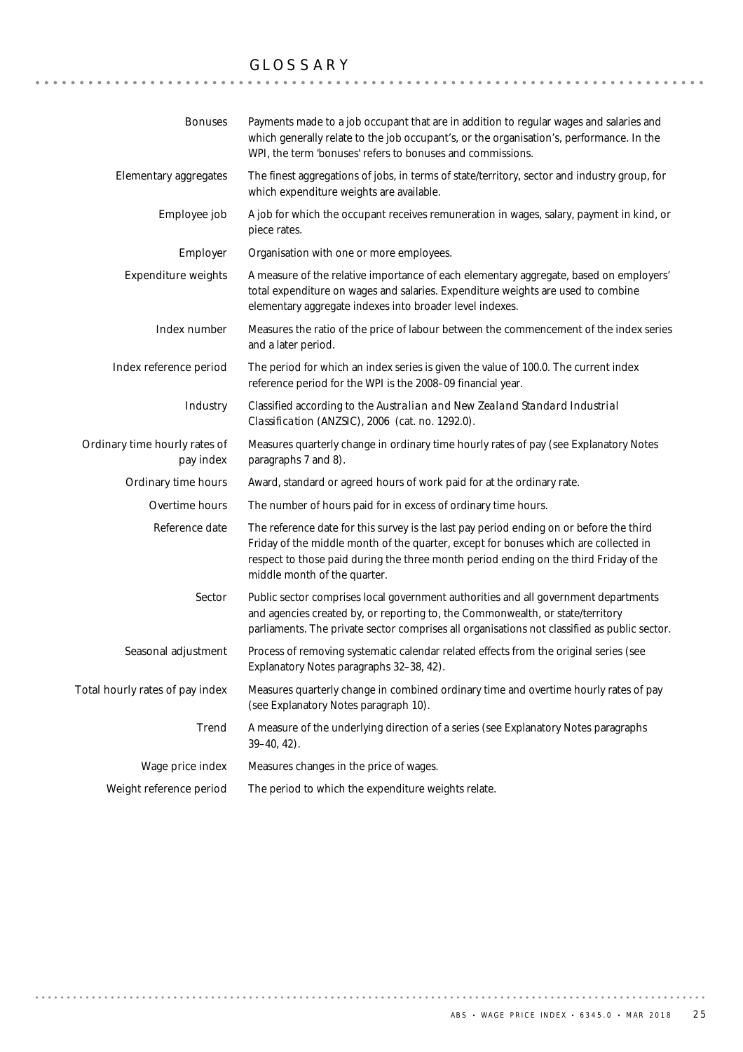# GLOSSARY

**Bonuses**
Payments made to a job occupant that are in addition to regular wages and salaries and which generally relate to the job occupant's, or the organisation's, performance. In the WPI, the term 'bonuses' refers to bonuses and commissions.

**Elementary aggregates**
The finest aggregations of jobs, in terms of state/territory, sector and industry group, for which expenditure weights are available.

**Employee job**
A job for which the occupant receives remuneration in wages, salary, payment in kind, or piece rates.

**Employer**
Organisation with one or more employees.

**Expenditure weights**
A measure of the relative importance of each elementary aggregate, based on employers' total expenditure on wages and salaries. Expenditure weights are used to combine elementary aggregate indexes into broader level indexes.

**Index number**
Measures the ratio of the price of labour between the commencement of the index series and a later period.

**Index reference period**
The period for which an index series is given the value of 100.0. The current index reference period for the WPI is the 2008–09 financial year.

**Industry**
Classified according to the *Australian and New Zealand Standard Industrial Classification (ANZSIC), 2006* (cat. no. 1292.0).

**Ordinary time hourly rates of pay index**
Measures quarterly change in ordinary time hourly rates of pay (see Explanatory Notes paragraphs 7 and 8).

**Ordinary time hours**
Award, standard or agreed hours of work paid for at the ordinary rate.

**Overtime hours**
The number of hours paid for in excess of ordinary time hours.

**Reference date**
The reference date for this survey is the last pay period ending on or before the third Friday of the middle month of the quarter, except for bonuses which are collected in respect to those paid during the three month period ending on the third Friday of the middle month of the quarter.

**Sector**
Public sector comprises local government authorities and all government departments and agencies created by, or reporting to, the Commonwealth, or state/territory parliaments. The private sector comprises all organisations not classified as public sector.

**Seasonal adjustment**
Process of removing systematic calendar related effects from the original series (see Explanatory Notes paragraphs 32–38, 42).

**Total hourly rates of pay index**
Measures quarterly change in combined ordinary time and overtime hourly rates of pay (see Explanatory Notes paragraph 10).

**Trend**
A measure of the underlying direction of a series (see Explanatory Notes paragraphs 39–40, 42).

**Wage price index**
Measures changes in the price of wages.

**Weight reference period**
The period to which the expenditure weights relate.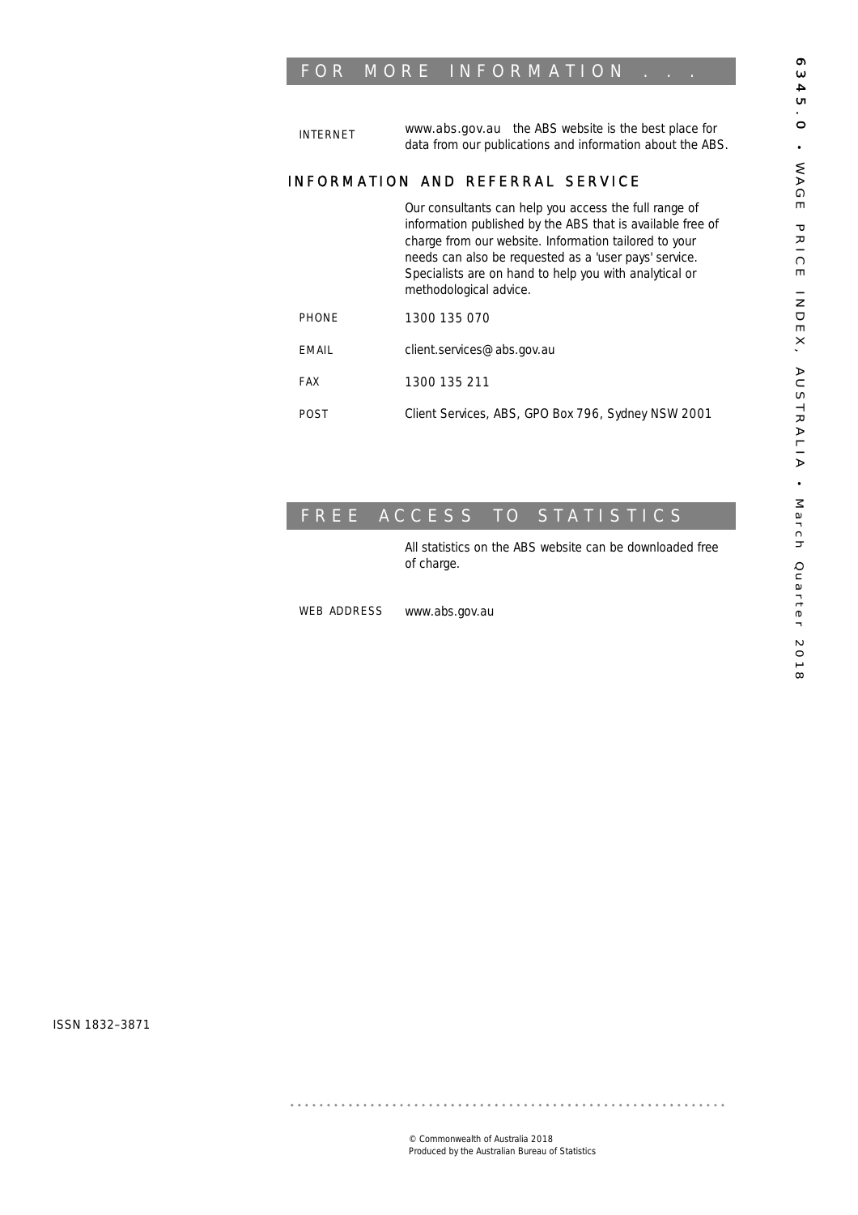## FOR MORE INFORMATION . . .

INTERNET www.abs.gov.au the ABS website is the best place for data from our publications and information about the ABS.

## INFORMATION AND REFERRAL SERVICE

Our consultants can help you access the full range of information published by the ABS that is available free of charge from our website. Information tailored to your needs can also be requested as a 'user pays' service. Specialists are on hand to help you with analytical or methodological advice.

| | |
|---|---|
| PHONE | 1300 135 070 |
| EMAIL | client.services@abs.gov.au |
| FAX | 1300 135 211 |
| POST | Client Services, ABS, GPO Box 796, Sydney NSW 2001 |

## FREE ACCESS TO STATISTICS

All statistics on the ABS website can be downloaded free of charge.

WEB ADDRESS www.abs.gov.au

ISSN 1832–3871

© Commonwealth of Australia 2018
Produced by the Australian Bureau of Statistics